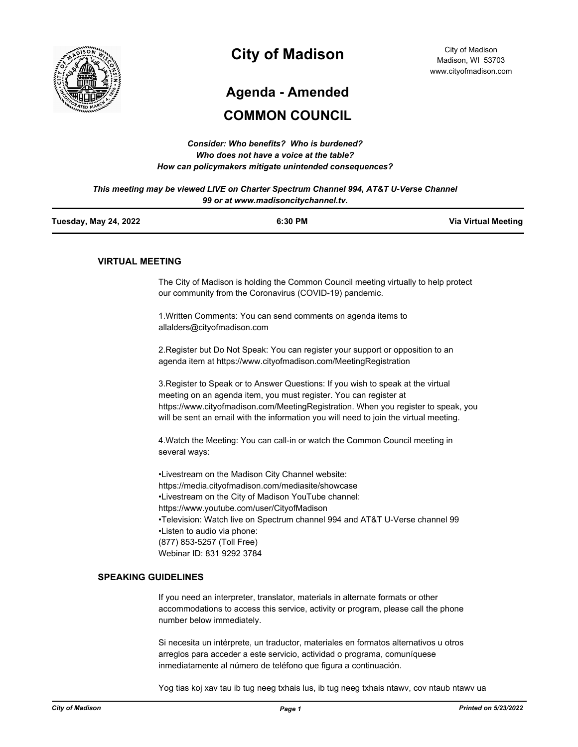# City of Madison

City of Madison
Madison, WI 53703
www.cityofmadison.com

## Agenda - Amended

## COMMON COUNCIL

***Consider: Who benefits? Who is burdened?***
***Who does not have a voice at the table?***
***How can policymakers mitigate unintended consequences?***

***This meeting may be viewed LIVE on Charter Spectrum Channel 994, AT&T U-Verse Channel 99 or at www.madisoncitychannel.tv.***

| **Tuesday, May 24, 2022** | **6:30 PM** | **Via Virtual Meeting** |
|---|---|---|

### VIRTUAL MEETING

The City of Madison is holding the Common Council meeting virtually to help protect our community from the Coronavirus (COVID-19) pandemic.

1.Written Comments: You can send comments on agenda items to allalders@cityofmadison.com

2.Register but Do Not Speak: You can register your support or opposition to an agenda item at https://www.cityofmadison.com/MeetingRegistration

3.Register to Speak or to Answer Questions: If you wish to speak at the virtual meeting on an agenda item, you must register. You can register at https://www.cityofmadison.com/MeetingRegistration. When you register to speak, you will be sent an email with the information you will need to join the virtual meeting.

4.Watch the Meeting: You can call-in or watch the Common Council meeting in several ways:

•Livestream on the Madison City Channel website:
https://media.cityofmadison.com/mediasite/showcase
•Livestream on the City of Madison YouTube channel:
https://www.youtube.com/user/CityofMadison
•Television: Watch live on Spectrum channel 994 and AT&T U-Verse channel 99
•Listen to audio via phone:
(877) 853-5257 (Toll Free)
Webinar ID: 831 9292 3784

### SPEAKING GUIDELINES

If you need an interpreter, translator, materials in alternate formats or other accommodations to access this service, activity or program, please call the phone number below immediately.

Si necesita un intérprete, un traductor, materiales en formatos alternativos u otros arreglos para acceder a este servicio, actividad o programa, comuníquese inmediatamente al número de teléfono que figura a continuación.

Yog tias koj xav tau ib tug neeg txhais lus, ib tug neeg txhais ntawv, cov ntaub ntawv ua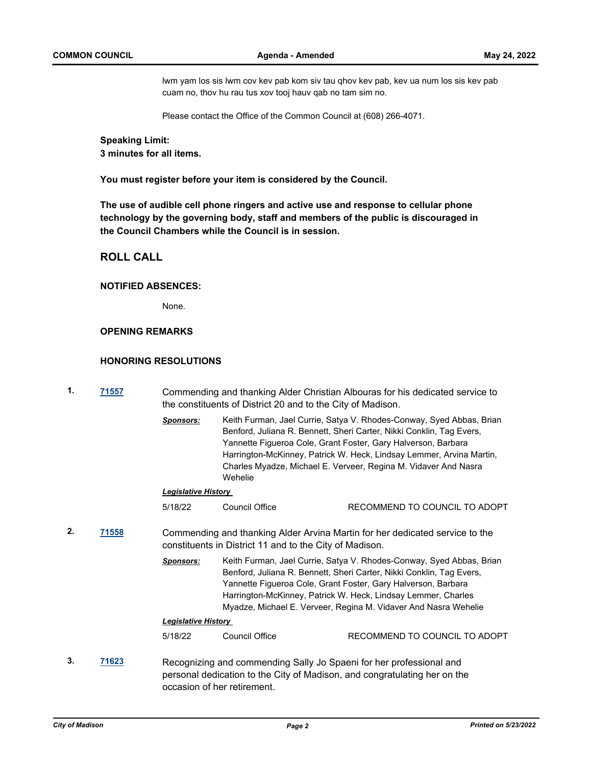lwm yam los sis lwm cov kev pab kom siv tau qhov kev pab, kev ua num los sis kev pab cuam no, thov hu rau tus xov tooj hauv qab no tam sim no.

Please contact the Office of the Common Council at (608) 266-4071.

**Speaking Limit:**
**3 minutes for all items.**

**You must register before your item is considered by the Council.**

**The use of audible cell phone ringers and active use and response to cellular phone technology by the governing body, staff and members of the public is discouraged in the Council Chambers while the Council is in session.**

## ROLL CALL

### NOTIFIED ABSENCES:

None.

### OPENING REMARKS

### HONORING RESOLUTIONS

**1.** **71557** Commending and thanking Alder Christian Albouras for his dedicated service to the constituents of District 20 and to the City of Madison.

***Sponsors:*** Keith Furman, Jael Currie, Satya V. Rhodes-Conway, Syed Abbas, Brian Benford, Juliana R. Bennett, Sheri Carter, Nikki Conklin, Tag Evers, Yannette Figueroa Cole, Grant Foster, Gary Halverson, Barbara Harrington-McKinney, Patrick W. Heck, Lindsay Lemmer, Arvina Martin, Charles Myadze, Michael E. Verveer, Regina M. Vidaver And Nasra Wehelie

***Legislative History***

| | | |
|---|---|---|
| 5/18/22 | Council Office | RECOMMEND TO COUNCIL TO ADOPT |

**2.** **71558** Commending and thanking Alder Arvina Martin for her dedicated service to the constituents in District 11 and to the City of Madison.

***Sponsors:*** Keith Furman, Jael Currie, Satya V. Rhodes-Conway, Syed Abbas, Brian Benford, Juliana R. Bennett, Sheri Carter, Nikki Conklin, Tag Evers, Yannette Figueroa Cole, Grant Foster, Gary Halverson, Barbara Harrington-McKinney, Patrick W. Heck, Lindsay Lemmer, Charles Myadze, Michael E. Verveer, Regina M. Vidaver And Nasra Wehelie

***Legislative History***

| | | |
|---|---|---|
| 5/18/22 | Council Office | RECOMMEND TO COUNCIL TO ADOPT |

**3.** **71623** Recognizing and commending Sally Jo Spaeni for her professional and personal dedication to the City of Madison, and congratulating her on the occasion of her retirement.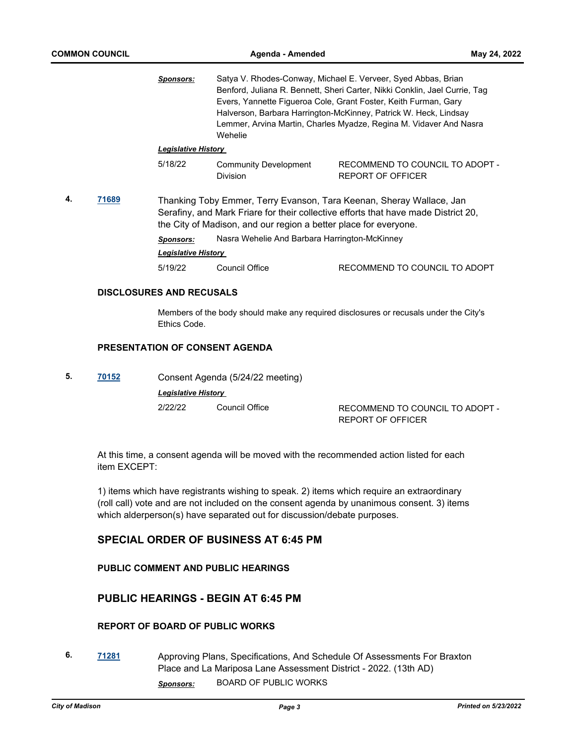*Sponsors:* Satya V. Rhodes-Conway, Michael E. Verveer, Syed Abbas, Brian Benford, Juliana R. Bennett, Sheri Carter, Nikki Conklin, Jael Currie, Tag Evers, Yannette Figueroa Cole, Grant Foster, Keith Furman, Gary Halverson, Barbara Harrington-McKinney, Patrick W. Heck, Lindsay Lemmer, Arvina Martin, Charles Myadze, Regina M. Vidaver And Nasra Wehelie

*Legislative History*

| | | |
|---|---|---|
| 5/18/22 | Community Development Division | RECOMMEND TO COUNCIL TO ADOPT - REPORT OF OFFICER |

**4.** **71689** Thanking Toby Emmer, Terry Evanson, Tara Keenan, Sheray Wallace, Jan Serafiny, and Mark Friare for their collective efforts that have made District 20, the City of Madison, and our region a better place for everyone.

*Sponsors:* Nasra Wehelie And Barbara Harrington-McKinney

*Legislative History*

| | | |
|---|---|---|
| 5/19/22 | Council Office | RECOMMEND TO COUNCIL TO ADOPT |

### DISCLOSURES AND RECUSALS

Members of the body should make any required disclosures or recusals under the City's Ethics Code.

### PRESENTATION OF CONSENT AGENDA

**5.** **70152** Consent Agenda (5/24/22 meeting)

*Legislative History*

| | | |
|---|---|---|
| 2/22/22 | Council Office | RECOMMEND TO COUNCIL TO ADOPT - REPORT OF OFFICER |

At this time, a consent agenda will be moved with the recommended action listed for each item EXCEPT:

1) items which have registrants wishing to speak. 2) items which require an extraordinary (roll call) vote and are not included on the consent agenda by unanimous consent. 3) items which alderperson(s) have separated out for discussion/debate purposes.

## SPECIAL ORDER OF BUSINESS AT 6:45 PM

### PUBLIC COMMENT AND PUBLIC HEARINGS

## PUBLIC HEARINGS - BEGIN AT 6:45 PM

### REPORT OF BOARD OF PUBLIC WORKS

**6.** **71281** Approving Plans, Specifications, And Schedule Of Assessments For Braxton Place and La Mariposa Lane Assessment District - 2022. (13th AD)

*Sponsors:* BOARD OF PUBLIC WORKS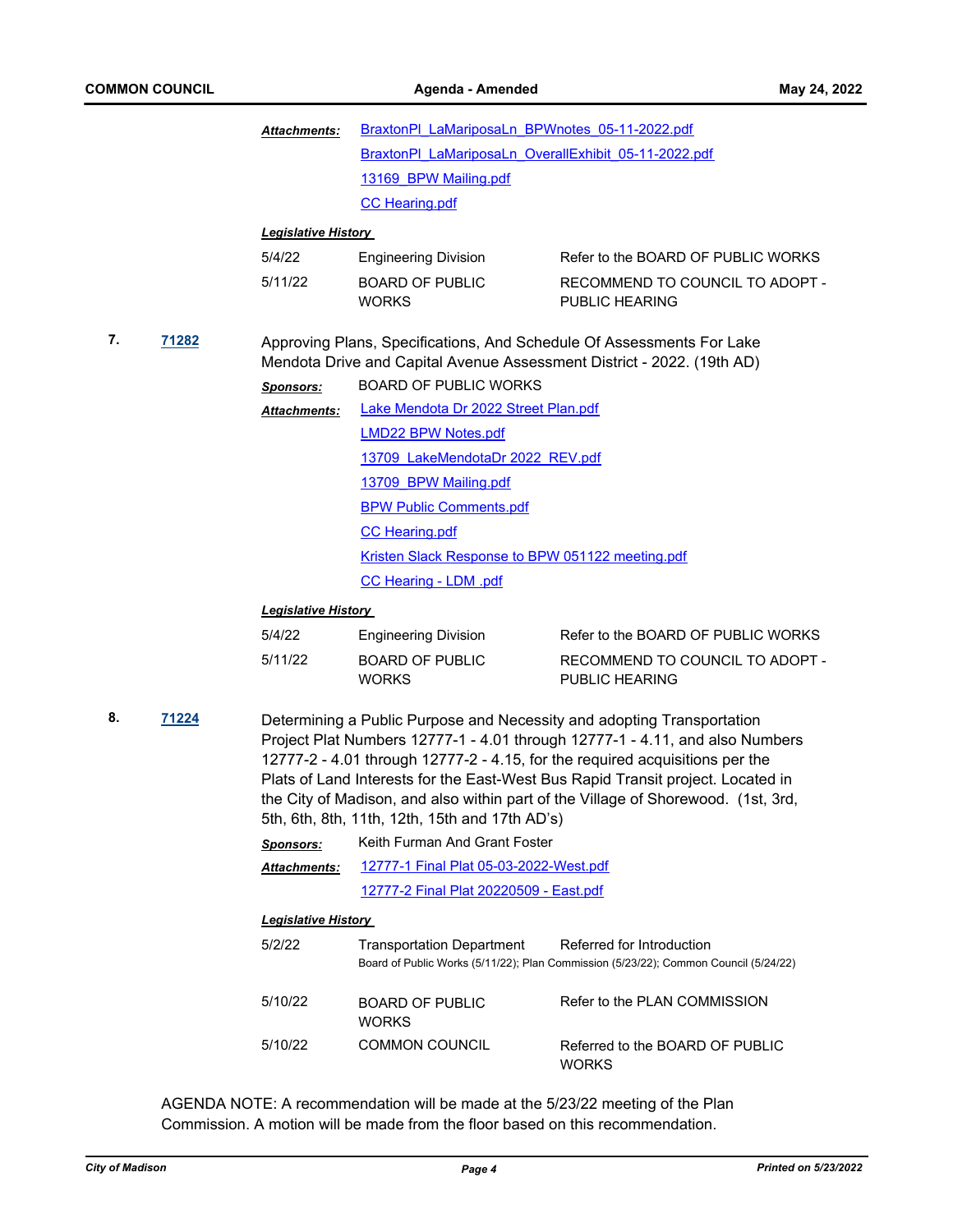***Attachments:*** BraxtonPl_LaMariposaLn_BPWnotes_05-11-2022.pdf
BraxtonPl_LaMariposaLn_OverallExhibit_05-11-2022.pdf
13169_BPW Mailing.pdf
CC Hearing.pdf

***Legislative History***

| | | |
|---|---|---|
| 5/4/22 | Engineering Division | Refer to the BOARD OF PUBLIC WORKS |
| 5/11/22 | BOARD OF PUBLIC WORKS | RECOMMEND TO COUNCIL TO ADOPT - PUBLIC HEARING |

**7.** **71282** Approving Plans, Specifications, And Schedule Of Assessments For Lake Mendota Drive and Capital Avenue Assessment District - 2022. (19th AD)

***Sponsors:*** BOARD OF PUBLIC WORKS

***Attachments:*** Lake Mendota Dr 2022 Street Plan.pdf
LMD22 BPW Notes.pdf
13709_LakeMendotaDr 2022_REV.pdf
13709_BPW Mailing.pdf
BPW Public Comments.pdf
CC Hearing.pdf
Kristen Slack Response to BPW 051122 meeting.pdf
CC Hearing - LDM .pdf

***Legislative History***

| | | |
|---|---|---|
| 5/4/22 | Engineering Division | Refer to the BOARD OF PUBLIC WORKS |
| 5/11/22 | BOARD OF PUBLIC WORKS | RECOMMEND TO COUNCIL TO ADOPT - PUBLIC HEARING |

**8.** **71224** Determining a Public Purpose and Necessity and adopting Transportation Project Plat Numbers 12777-1 - 4.01 through 12777-1 - 4.11, and also Numbers 12777-2 - 4.01 through 12777-2 - 4.15, for the required acquisitions per the Plats of Land Interests for the East-West Bus Rapid Transit project. Located in the City of Madison, and also within part of the Village of Shorewood. (1st, 3rd, 5th, 6th, 8th, 11th, 12th, 15th and 17th AD's)

***Sponsors:*** Keith Furman And Grant Foster

***Attachments:*** 12777-1 Final Plat 05-03-2022-West.pdf
12777-2 Final Plat 20220509 - East.pdf

***Legislative History***

| | | |
|---|---|---|
| 5/2/22 | Transportation Department | Referred for Introduction<br>Board of Public Works (5/11/22); Plan Commission (5/23/22); Common Council (5/24/22) |
| 5/10/22 | BOARD OF PUBLIC WORKS | Refer to the PLAN COMMISSION |
| 5/10/22 | COMMON COUNCIL | Referred to the BOARD OF PUBLIC WORKS |

AGENDA NOTE: A recommendation will be made at the 5/23/22 meeting of the Plan Commission. A motion will be made from the floor based on this recommendation.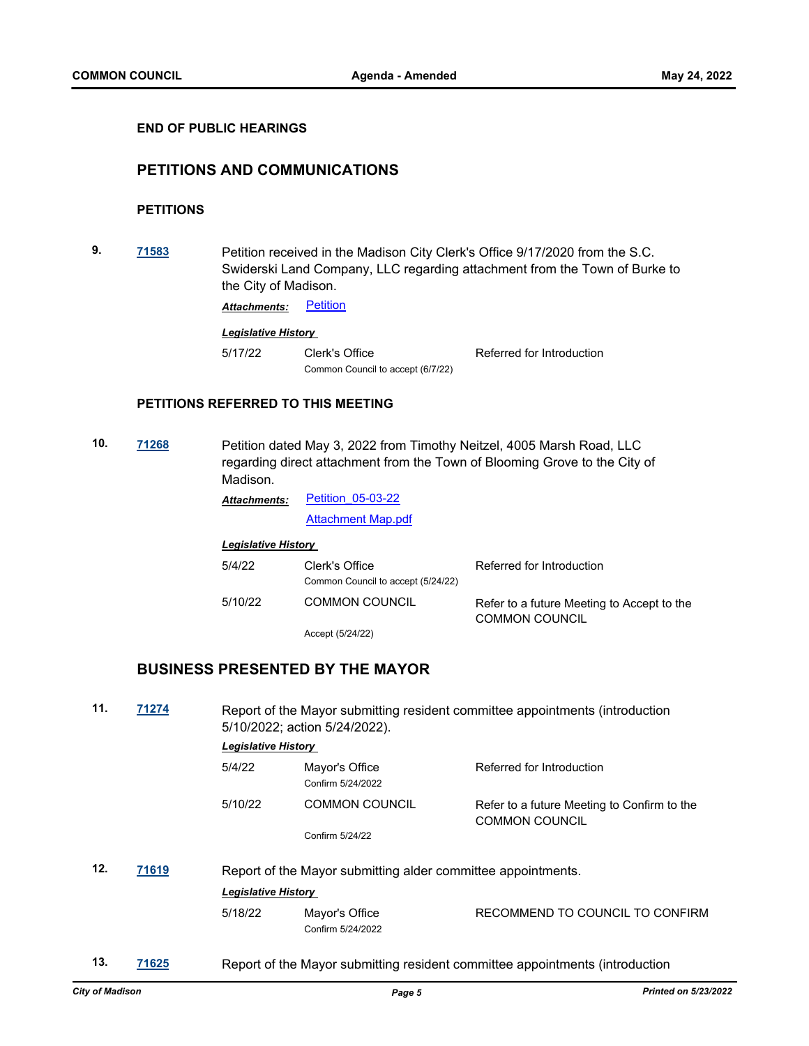**END OF PUBLIC HEARINGS**

## PETITIONS AND COMMUNICATIONS

### PETITIONS

**9.** **71583** Petition received in the Madison City Clerk's Office 9/17/2020 from the S.C. Swiderski Land Company, LLC regarding attachment from the Town of Burke to the City of Madison.

*Attachments:* Petition

***Legislative History***

| | | |
|---|---|---|
| 5/17/22 | Clerk's Office<br>Common Council to accept (6/7/22) | Referred for Introduction |

### PETITIONS REFERRED TO THIS MEETING

**10.** **71268** Petition dated May 3, 2022 from Timothy Neitzel, 4005 Marsh Road, LLC regarding direct attachment from the Town of Blooming Grove to the City of Madison.

*Attachments:* Petition_05-03-22

Attachment Map.pdf

***Legislative History***

| | | |
|---|---|---|
| 5/4/22 | Clerk's Office<br>Common Council to accept (5/24/22) | Referred for Introduction |
| 5/10/22 | COMMON COUNCIL<br>Accept (5/24/22) | Refer to a future Meeting to Accept to the COMMON COUNCIL |

## BUSINESS PRESENTED BY THE MAYOR

**11.** **71274** Report of the Mayor submitting resident committee appointments (introduction 5/10/2022; action 5/24/2022).

***Legislative History***

| | | |
|---|---|---|
| 5/4/22 | Mayor's Office<br>Confirm 5/24/2022 | Referred for Introduction |
| 5/10/22 | COMMON COUNCIL<br>Confirm 5/24/22 | Refer to a future Meeting to Confirm to the COMMON COUNCIL |

**12.** **71619** Report of the Mayor submitting alder committee appointments.

***Legislative History***

| | | |
|---|---|---|
| 5/18/22 | Mayor's Office<br>Confirm 5/24/2022 | RECOMMEND TO COUNCIL TO CONFIRM |

**13.** **71625** Report of the Mayor submitting resident committee appointments (introduction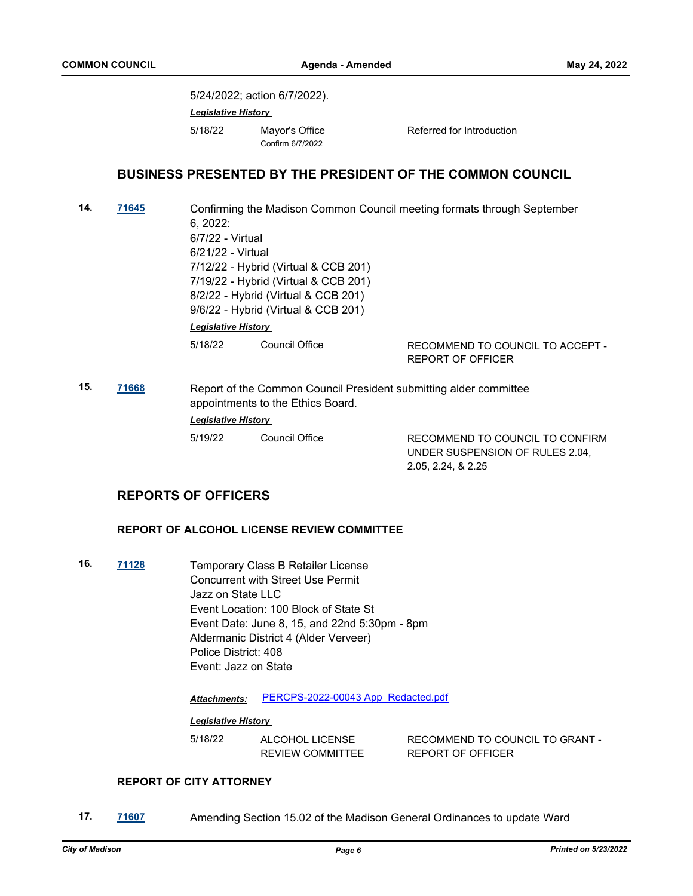5/24/2022; action 6/7/2022).

***Legislative History***

| | | |
|---|---|---|
| 5/18/22 | Mayor's Office<br>Confirm 6/7/2022 | Referred for Introduction |

## BUSINESS PRESENTED BY THE PRESIDENT OF THE COMMON COUNCIL

**14.** **71645** Confirming the Madison Common Council meeting formats through September 6, 2022:
6/7/22 - Virtual
6/21/22 - Virtual
7/12/22 - Hybrid (Virtual & CCB 201)
7/19/22 - Hybrid (Virtual & CCB 201)
8/2/22 - Hybrid (Virtual & CCB 201)
9/6/22 - Hybrid (Virtual & CCB 201)

***Legislative History***

| | | |
|---|---|---|
| 5/18/22 | Council Office | RECOMMEND TO COUNCIL TO ACCEPT - REPORT OF OFFICER |

**15.** **71668** Report of the Common Council President submitting alder committee appointments to the Ethics Board.

***Legislative History***

| | | |
|---|---|---|
| 5/19/22 | Council Office | RECOMMEND TO COUNCIL TO CONFIRM UNDER SUSPENSION OF RULES 2.04, 2.05, 2.24, & 2.25 |

## REPORTS OF OFFICERS

### REPORT OF ALCOHOL LICENSE REVIEW COMMITTEE

**16.** **71128** Temporary Class B Retailer License
Concurrent with Street Use Permit
Jazz on State LLC
Event Location: 100 Block of State St
Event Date: June 8, 15, and 22nd 5:30pm - 8pm
Aldermanic District 4 (Alder Verveer)
Police District: 408
Event: Jazz on State

***Attachments:*** PERCPS-2022-00043 App_Redacted.pdf

***Legislative History***

| | | |
|---|---|---|
| 5/18/22 | ALCOHOL LICENSE REVIEW COMMITTEE | RECOMMEND TO COUNCIL TO GRANT - REPORT OF OFFICER |

### REPORT OF CITY ATTORNEY

**17.** **71607** Amending Section 15.02 of the Madison General Ordinances to update Ward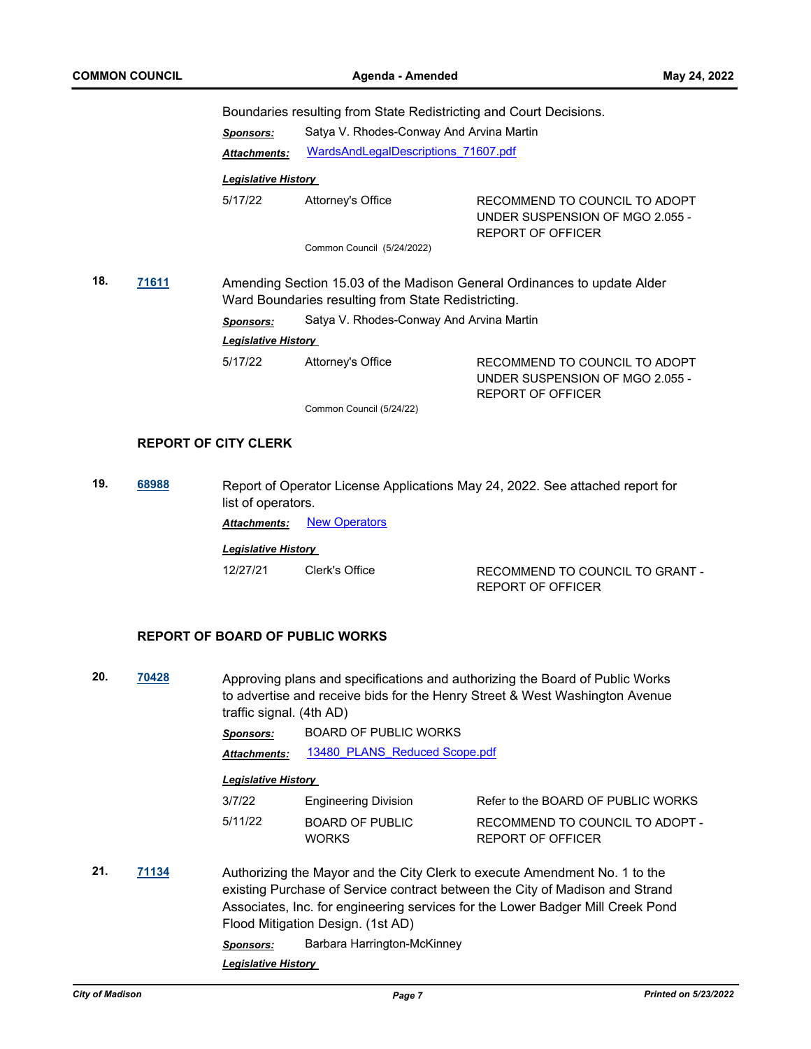Boundaries resulting from State Redistricting and Court Decisions.

***Sponsors:*** Satya V. Rhodes-Conway And Arvina Martin

***Attachments:*** WardsAndLegalDescriptions_71607.pdf

***Legislative History***

| | | |
|---|---|---|
| 5/17/22 | Attorney's Office | RECOMMEND TO COUNCIL TO ADOPT UNDER SUSPENSION OF MGO 2.055 - REPORT OF OFFICER |
| | Common Council (5/24/2022) | |

**18.** **71611** Amending Section 15.03 of the Madison General Ordinances to update Alder Ward Boundaries resulting from State Redistricting.

***Sponsors:*** Satya V. Rhodes-Conway And Arvina Martin

***Legislative History***

| | | |
|---|---|---|
| 5/17/22 | Attorney's Office | RECOMMEND TO COUNCIL TO ADOPT UNDER SUSPENSION OF MGO 2.055 - REPORT OF OFFICER |
| | Common Council (5/24/22) | |

## REPORT OF CITY CLERK

**19.** **68988** Report of Operator License Applications May 24, 2022. See attached report for list of operators.

***Attachments:*** New Operators

***Legislative History***

| | | |
|---|---|---|
| 12/27/21 | Clerk's Office | RECOMMEND TO COUNCIL TO GRANT - REPORT OF OFFICER |

## REPORT OF BOARD OF PUBLIC WORKS

**20.** **70428** Approving plans and specifications and authorizing the Board of Public Works to advertise and receive bids for the Henry Street & West Washington Avenue traffic signal. (4th AD)

***Sponsors:*** BOARD OF PUBLIC WORKS

***Attachments:*** 13480_PLANS_Reduced Scope.pdf

***Legislative History***

| | | |
|---|---|---|
| 3/7/22 | Engineering Division | Refer to the BOARD OF PUBLIC WORKS |
| 5/11/22 | BOARD OF PUBLIC WORKS | RECOMMEND TO COUNCIL TO ADOPT - REPORT OF OFFICER |

**21.** **71134** Authorizing the Mayor and the City Clerk to execute Amendment No. 1 to the existing Purchase of Service contract between the City of Madison and Strand Associates, Inc. for engineering services for the Lower Badger Mill Creek Pond Flood Mitigation Design. (1st AD)

***Sponsors:*** Barbara Harrington-McKinney

***Legislative History***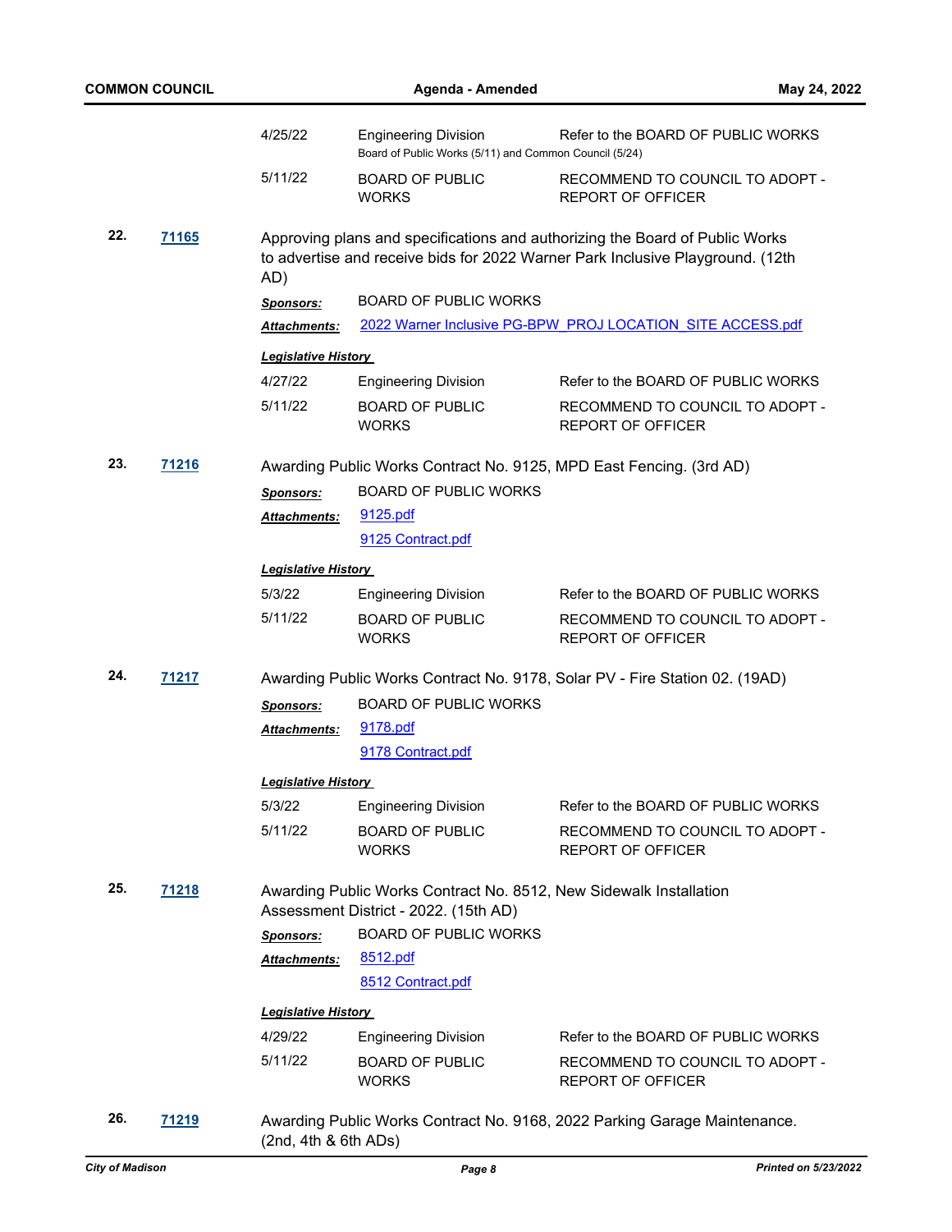| | | |
|---|---|---|
| 4/25/22 | Engineering Division | Refer to the BOARD OF PUBLIC WORKS |
| | Board of Public Works (5/11) and Common Council (5/24) | |
| 5/11/22 | BOARD OF PUBLIC WORKS | RECOMMEND TO COUNCIL TO ADOPT - REPORT OF OFFICER |

**22.** **71165**

Approving plans and specifications and authorizing the Board of Public Works to advertise and receive bids for 2022 Warner Park Inclusive Playground. (12th AD)

***Sponsors:*** BOARD OF PUBLIC WORKS

***Attachments:*** 2022 Warner Inclusive PG-BPW_PROJ LOCATION_SITE ACCESS.pdf

***Legislative History***

| | | |
|---|---|---|
| 4/27/22 | Engineering Division | Refer to the BOARD OF PUBLIC WORKS |
| 5/11/22 | BOARD OF PUBLIC WORKS | RECOMMEND TO COUNCIL TO ADOPT - REPORT OF OFFICER |

**23.** **71216**

Awarding Public Works Contract No. 9125, MPD East Fencing. (3rd AD)

***Sponsors:*** BOARD OF PUBLIC WORKS

***Attachments:*** 9125.pdf
9125 Contract.pdf

***Legislative History***

| | | |
|---|---|---|
| 5/3/22 | Engineering Division | Refer to the BOARD OF PUBLIC WORKS |
| 5/11/22 | BOARD OF PUBLIC WORKS | RECOMMEND TO COUNCIL TO ADOPT - REPORT OF OFFICER |

**24.** **71217**

Awarding Public Works Contract No. 9178, Solar PV - Fire Station 02. (19AD)

***Sponsors:*** BOARD OF PUBLIC WORKS

***Attachments:*** 9178.pdf
9178 Contract.pdf

***Legislative History***

| | | |
|---|---|---|
| 5/3/22 | Engineering Division | Refer to the BOARD OF PUBLIC WORKS |
| 5/11/22 | BOARD OF PUBLIC WORKS | RECOMMEND TO COUNCIL TO ADOPT - REPORT OF OFFICER |

**25.** **71218**

Awarding Public Works Contract No. 8512, New Sidewalk Installation Assessment District - 2022. (15th AD)

***Sponsors:*** BOARD OF PUBLIC WORKS

***Attachments:*** 8512.pdf
8512 Contract.pdf

***Legislative History***

| | | |
|---|---|---|
| 4/29/22 | Engineering Division | Refer to the BOARD OF PUBLIC WORKS |
| 5/11/22 | BOARD OF PUBLIC WORKS | RECOMMEND TO COUNCIL TO ADOPT - REPORT OF OFFICER |

**26.** **71219**

Awarding Public Works Contract No. 9168, 2022 Parking Garage Maintenance. (2nd, 4th & 6th ADs)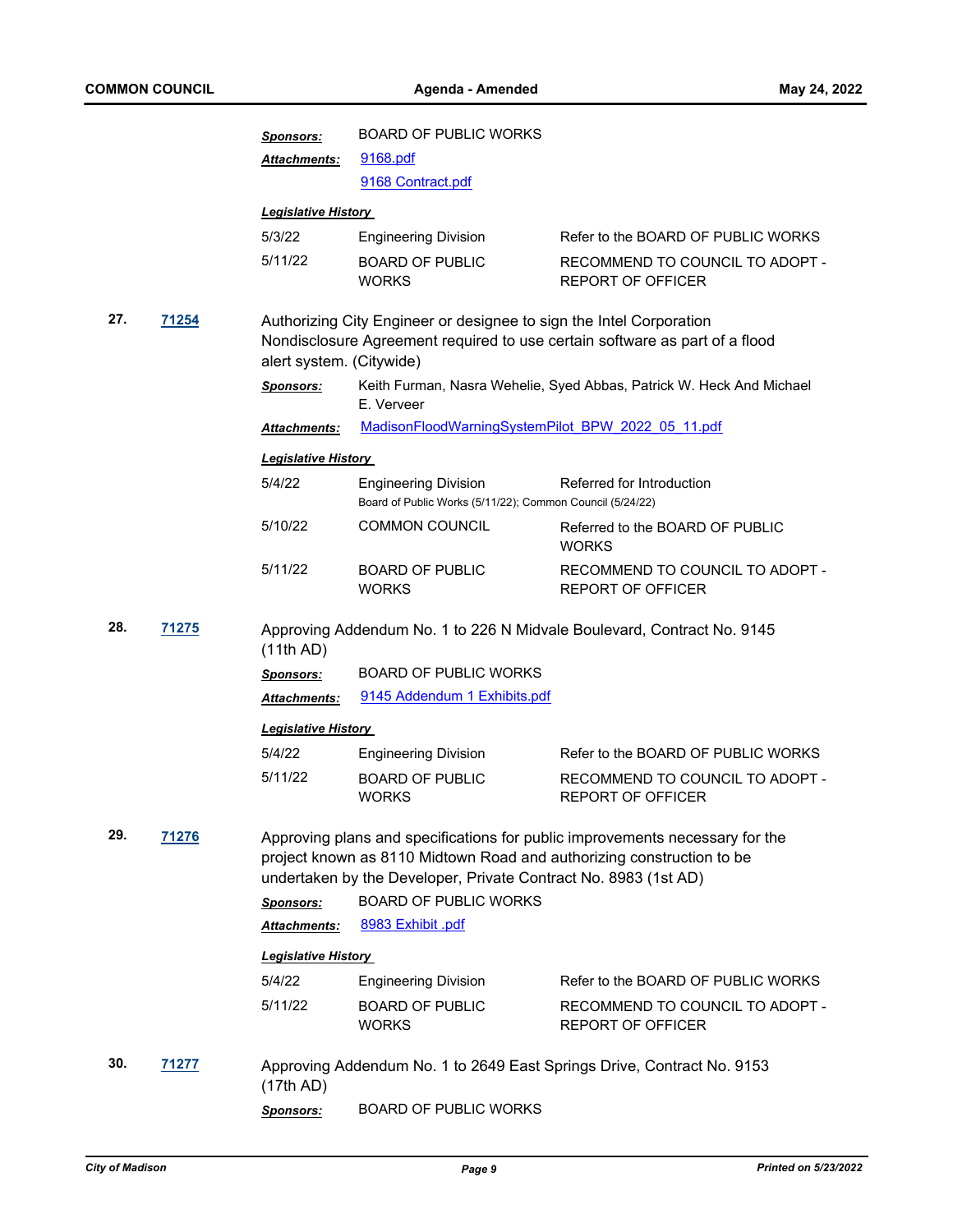**Sponsors:** BOARD OF PUBLIC WORKS

**Attachments:** [9168.pdf]
[9168 Contract.pdf]

***Legislative History***

| | | |
|---|---|---|
| 5/3/22 | Engineering Division | Refer to the BOARD OF PUBLIC WORKS |
| 5/11/22 | BOARD OF PUBLIC WORKS | RECOMMEND TO COUNCIL TO ADOPT - REPORT OF OFFICER |

**27.** **71254** Authorizing City Engineer or designee to sign the Intel Corporation Nondisclosure Agreement required to use certain software as part of a flood alert system. (Citywide)

**Sponsors:** Keith Furman, Nasra Wehelie, Syed Abbas, Patrick W. Heck And Michael E. Verveer

**Attachments:** [MadisonFloodWarningSystemPilot_BPW_2022_05_11.pdf]

***Legislative History***

| | | |
|---|---|---|
| 5/4/22 | Engineering Division<br>Board of Public Works (5/11/22); Common Council (5/24/22) | Referred for Introduction |
| 5/10/22 | COMMON COUNCIL | Referred to the BOARD OF PUBLIC WORKS |
| 5/11/22 | BOARD OF PUBLIC WORKS | RECOMMEND TO COUNCIL TO ADOPT - REPORT OF OFFICER |

**28.** **71275** Approving Addendum No. 1 to 226 N Midvale Boulevard, Contract No. 9145 (11th AD)

**Sponsors:** BOARD OF PUBLIC WORKS

**Attachments:** [9145 Addendum 1 Exhibits.pdf]

***Legislative History***

| | | |
|---|---|---|
| 5/4/22 | Engineering Division | Refer to the BOARD OF PUBLIC WORKS |
| 5/11/22 | BOARD OF PUBLIC WORKS | RECOMMEND TO COUNCIL TO ADOPT - REPORT OF OFFICER |

**29.** **71276** Approving plans and specifications for public improvements necessary for the project known as 8110 Midtown Road and authorizing construction to be undertaken by the Developer, Private Contract No. 8983 (1st AD)

**Sponsors:** BOARD OF PUBLIC WORKS

**Attachments:** [8983 Exhibit .pdf]

***Legislative History***

| | | |
|---|---|---|
| 5/4/22 | Engineering Division | Refer to the BOARD OF PUBLIC WORKS |
| 5/11/22 | BOARD OF PUBLIC WORKS | RECOMMEND TO COUNCIL TO ADOPT - REPORT OF OFFICER |

**30.** **71277** Approving Addendum No. 1 to 2649 East Springs Drive, Contract No. 9153 (17th AD)

**Sponsors:** BOARD OF PUBLIC WORKS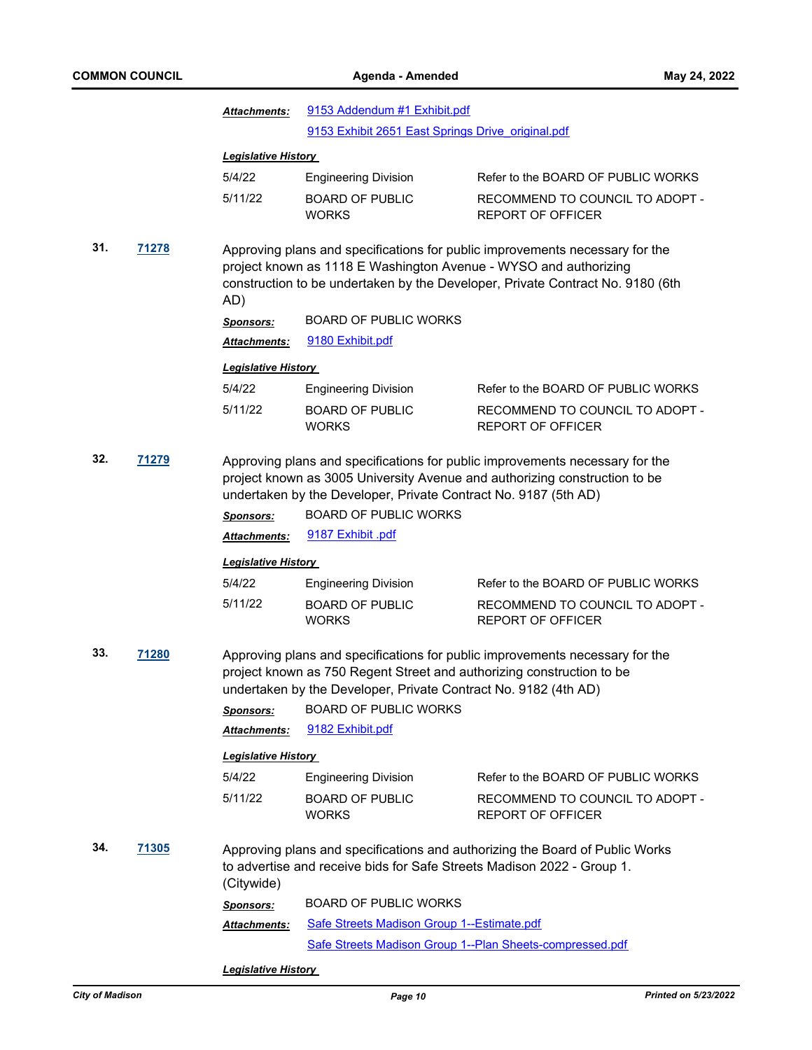*Attachments:* 9153 Addendum #1 Exhibit.pdf
9153 Exhibit 2651 East Springs Drive_original.pdf

***Legislative History***

| | | |
|---|---|---|
| 5/4/22 | Engineering Division | Refer to the BOARD OF PUBLIC WORKS |
| 5/11/22 | BOARD OF PUBLIC WORKS | RECOMMEND TO COUNCIL TO ADOPT - REPORT OF OFFICER |

**31. 71278** Approving plans and specifications for public improvements necessary for the project known as 1118 E Washington Avenue - WYSO and authorizing construction to be undertaken by the Developer, Private Contract No. 9180 (6th AD)

*Sponsors:* BOARD OF PUBLIC WORKS

*Attachments:* 9180 Exhibit.pdf

***Legislative History***

| | | |
|---|---|---|
| 5/4/22 | Engineering Division | Refer to the BOARD OF PUBLIC WORKS |
| 5/11/22 | BOARD OF PUBLIC WORKS | RECOMMEND TO COUNCIL TO ADOPT - REPORT OF OFFICER |

**32. 71279** Approving plans and specifications for public improvements necessary for the project known as 3005 University Avenue and authorizing construction to be undertaken by the Developer, Private Contract No. 9187 (5th AD)

*Sponsors:* BOARD OF PUBLIC WORKS

*Attachments:* 9187 Exhibit .pdf

***Legislative History***

| | | |
|---|---|---|
| 5/4/22 | Engineering Division | Refer to the BOARD OF PUBLIC WORKS |
| 5/11/22 | BOARD OF PUBLIC WORKS | RECOMMEND TO COUNCIL TO ADOPT - REPORT OF OFFICER |

**33. 71280** Approving plans and specifications for public improvements necessary for the project known as 750 Regent Street and authorizing construction to be undertaken by the Developer, Private Contract No. 9182 (4th AD)

*Sponsors:* BOARD OF PUBLIC WORKS

*Attachments:* 9182 Exhibit.pdf

***Legislative History***

| | | |
|---|---|---|
| 5/4/22 | Engineering Division | Refer to the BOARD OF PUBLIC WORKS |
| 5/11/22 | BOARD OF PUBLIC WORKS | RECOMMEND TO COUNCIL TO ADOPT - REPORT OF OFFICER |

**34. 71305** Approving plans and specifications and authorizing the Board of Public Works to advertise and receive bids for Safe Streets Madison 2022 - Group 1. (Citywide)

*Sponsors:* BOARD OF PUBLIC WORKS

*Attachments:* Safe Streets Madison Group 1--Estimate.pdf
Safe Streets Madison Group 1--Plan Sheets-compressed.pdf

***Legislative History***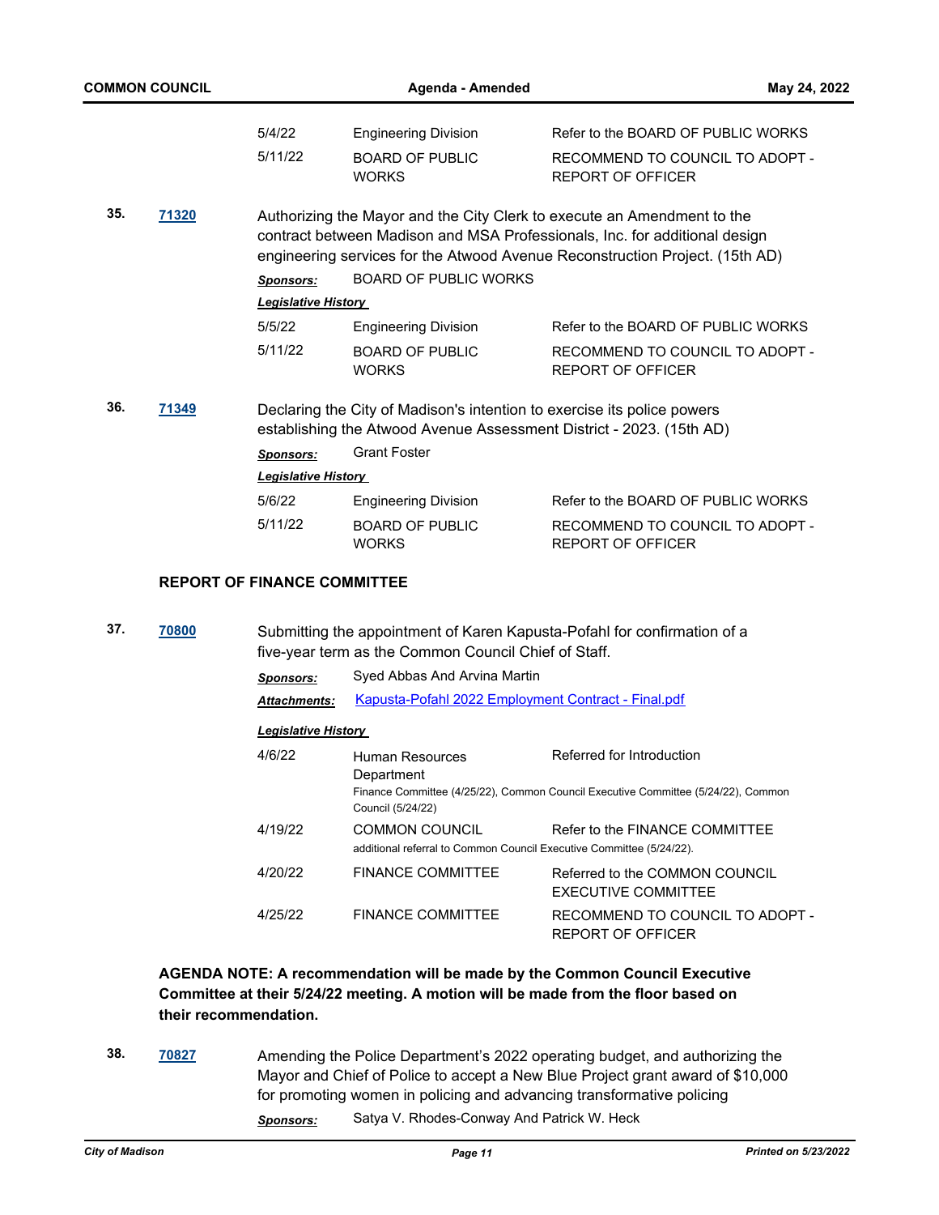| | | |
|---|---|---|
| 5/4/22 | Engineering Division | Refer to the BOARD OF PUBLIC WORKS |
| 5/11/22 | BOARD OF PUBLIC WORKS | RECOMMEND TO COUNCIL TO ADOPT - REPORT OF OFFICER |

**35.** **71320** Authorizing the Mayor and the City Clerk to execute an Amendment to the contract between Madison and MSA Professionals, Inc. for additional design engineering services for the Atwood Avenue Reconstruction Project. (15th AD)

***Sponsors:*** BOARD OF PUBLIC WORKS

***Legislative History***

| | | |
|---|---|---|
| 5/5/22 | Engineering Division | Refer to the BOARD OF PUBLIC WORKS |
| 5/11/22 | BOARD OF PUBLIC WORKS | RECOMMEND TO COUNCIL TO ADOPT - REPORT OF OFFICER |

**36.** **71349** Declaring the City of Madison's intention to exercise its police powers establishing the Atwood Avenue Assessment District - 2023. (15th AD)

***Sponsors:*** Grant Foster

***Legislative History***

| | | |
|---|---|---|
| 5/6/22 | Engineering Division | Refer to the BOARD OF PUBLIC WORKS |
| 5/11/22 | BOARD OF PUBLIC WORKS | RECOMMEND TO COUNCIL TO ADOPT - REPORT OF OFFICER |

**REPORT OF FINANCE COMMITTEE**

**37.** **70800** Submitting the appointment of Karen Kapusta-Pofahl for confirmation of a five-year term as the Common Council Chief of Staff.

***Sponsors:*** Syed Abbas And Arvina Martin

***Attachments:*** Kapusta-Pofahl 2022 Employment Contract - Final.pdf

***Legislative History***

| | | |
|---|---|---|
| 4/6/22 | Human Resources Department<br>Finance Committee (4/25/22), Common Council Executive Committee (5/24/22), Common Council (5/24/22) | Referred for Introduction |
| 4/19/22 | COMMON COUNCIL<br>additional referral to Common Council Executive Committee (5/24/22). | Refer to the FINANCE COMMITTEE |
| 4/20/22 | FINANCE COMMITTEE | Referred to the COMMON COUNCIL EXECUTIVE COMMITTEE |
| 4/25/22 | FINANCE COMMITTEE | RECOMMEND TO COUNCIL TO ADOPT - REPORT OF OFFICER |

**AGENDA NOTE: A recommendation will be made by the Common Council Executive Committee at their 5/24/22 meeting. A motion will be made from the floor based on their recommendation.**

**38.** **70827** Amending the Police Department's 2022 operating budget, and authorizing the Mayor and Chief of Police to accept a New Blue Project grant award of $10,000 for promoting women in policing and advancing transformative policing

***Sponsors:*** Satya V. Rhodes-Conway And Patrick W. Heck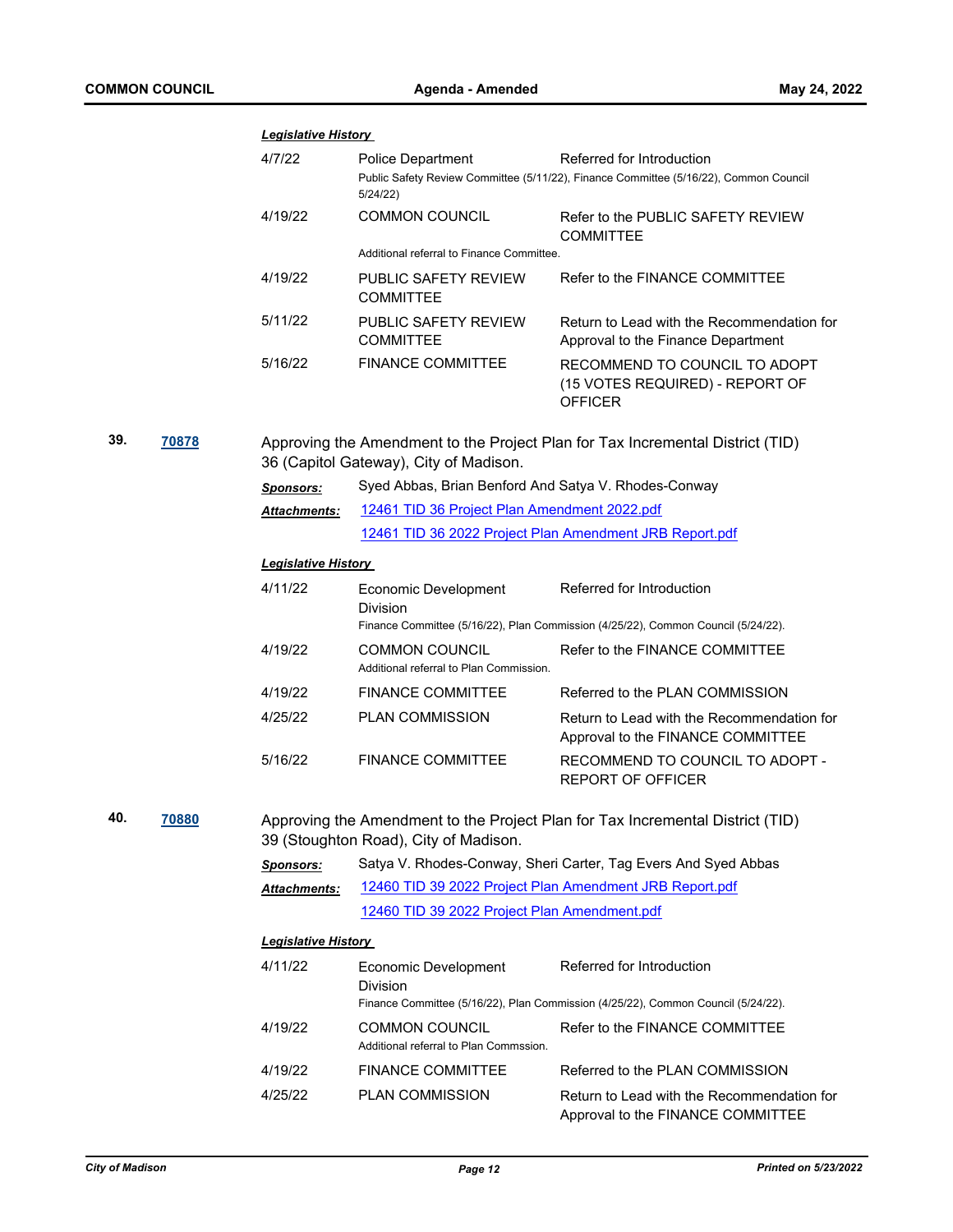***Legislative History***

| | | |
|---|---|---|
| 4/7/22 | Police Department | Referred for Introduction |
| | Public Safety Review Committee (5/11/22), Finance Committee (5/16/22), Common Council 5/24/22) | |
| 4/19/22 | COMMON COUNCIL | Refer to the PUBLIC SAFETY REVIEW COMMITTEE |
| | Additional referral to Finance Committee. | |
| 4/19/22 | PUBLIC SAFETY REVIEW COMMITTEE | Refer to the FINANCE COMMITTEE |
| 5/11/22 | PUBLIC SAFETY REVIEW COMMITTEE | Return to Lead with the Recommendation for Approval to the Finance Department |
| 5/16/22 | FINANCE COMMITTEE | RECOMMEND TO COUNCIL TO ADOPT (15 VOTES REQUIRED) - REPORT OF OFFICER |

**39.** **70878** Approving the Amendment to the Project Plan for Tax Incremental District (TID) 36 (Capitol Gateway), City of Madison.

***Sponsors:*** Syed Abbas, Brian Benford And Satya V. Rhodes-Conway

***Attachments:*** 12461 TID 36 Project Plan Amendment 2022.pdf
12461 TID 36 2022 Project Plan Amendment JRB Report.pdf

***Legislative History***

| | | |
|---|---|---|
| 4/11/22 | Economic Development Division | Referred for Introduction |
| | Finance Committee (5/16/22), Plan Commission (4/25/22), Common Council (5/24/22). | |
| 4/19/22 | COMMON COUNCIL | Refer to the FINANCE COMMITTEE |
| | Additional referral to Plan Commission. | |
| 4/19/22 | FINANCE COMMITTEE | Referred to the PLAN COMMISSION |
| 4/25/22 | PLAN COMMISSION | Return to Lead with the Recommendation for Approval to the FINANCE COMMITTEE |
| 5/16/22 | FINANCE COMMITTEE | RECOMMEND TO COUNCIL TO ADOPT - REPORT OF OFFICER |

**40.** **70880** Approving the Amendment to the Project Plan for Tax Incremental District (TID) 39 (Stoughton Road), City of Madison.

***Sponsors:*** Satya V. Rhodes-Conway, Sheri Carter, Tag Evers And Syed Abbas

***Attachments:*** 12460 TID 39 2022 Project Plan Amendment JRB Report.pdf
12460 TID 39 2022 Project Plan Amendment.pdf

***Legislative History***

| | | |
|---|---|---|
| 4/11/22 | Economic Development Division | Referred for Introduction |
| | Finance Committee (5/16/22), Plan Commission (4/25/22), Common Council (5/24/22). | |
| 4/19/22 | COMMON COUNCIL | Refer to the FINANCE COMMITTEE |
| | Additional referral to Plan Commssion. | |
| 4/19/22 | FINANCE COMMITTEE | Referred to the PLAN COMMISSION |
| 4/25/22 | PLAN COMMISSION | Return to Lead with the Recommendation for Approval to the FINANCE COMMITTEE |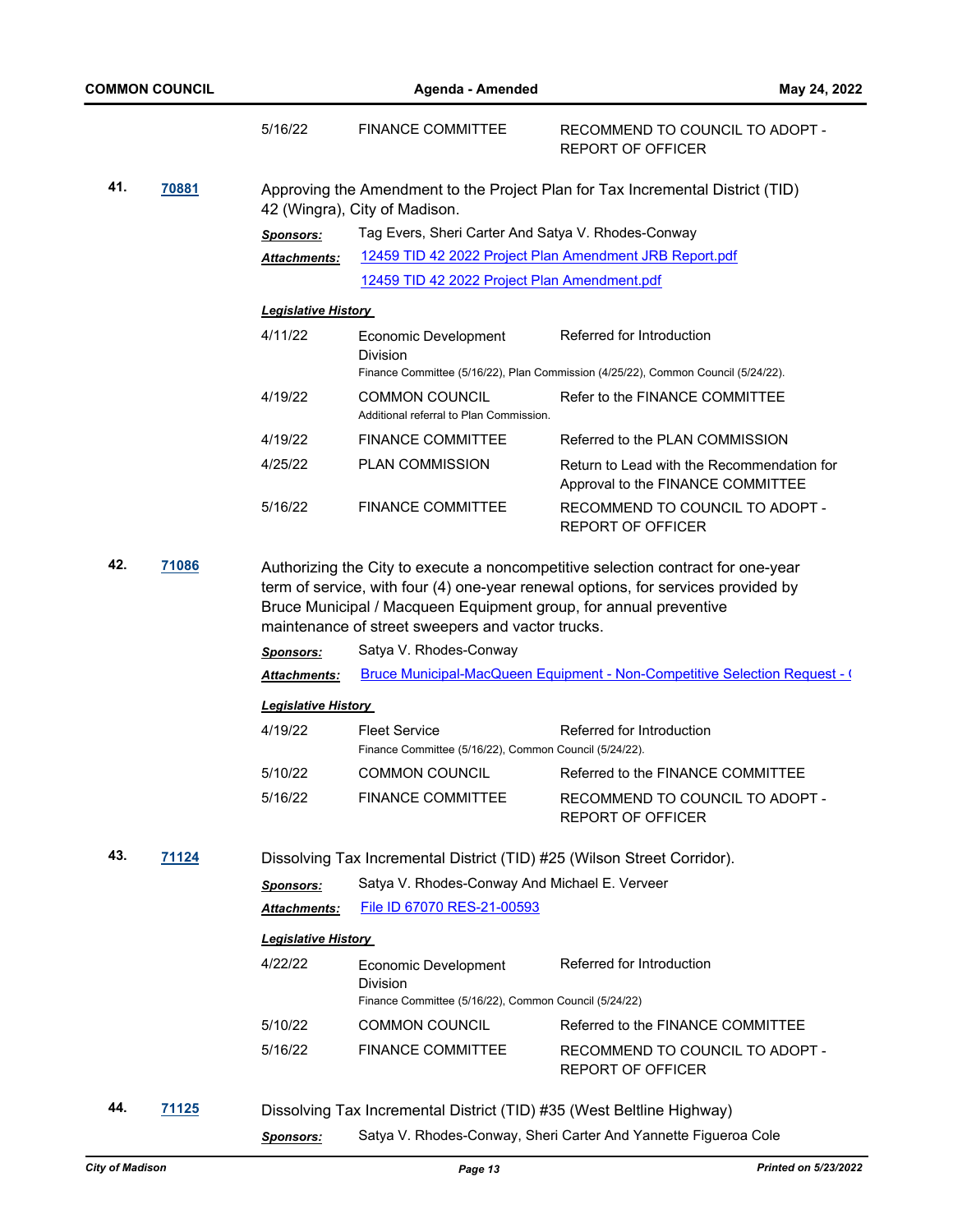| | | |
|---|---|---|
| 5/16/22 | FINANCE COMMITTEE | RECOMMEND TO COUNCIL TO ADOPT - REPORT OF OFFICER |

**41. [70881](70881)** Approving the Amendment to the Project Plan for Tax Incremental District (TID) 42 (Wingra), City of Madison.

***Sponsors:*** Tag Evers, Sheri Carter And Satya V. Rhodes-Conway

***Attachments:*** [12459 TID 42 2022 Project Plan Amendment JRB Report.pdf](12459 TID 42 2022 Project Plan Amendment JRB Report.pdf)
[12459 TID 42 2022 Project Plan Amendment.pdf](12459 TID 42 2022 Project Plan Amendment.pdf)

***Legislative History***

| | | |
|---|---|---|
| 4/11/22 | Economic Development Division<br>Finance Committee (5/16/22), Plan Commission (4/25/22), Common Council (5/24/22). | Referred for Introduction |
| 4/19/22 | COMMON COUNCIL<br>Additional referral to Plan Commission. | Refer to the FINANCE COMMITTEE |
| 4/19/22 | FINANCE COMMITTEE | Referred to the PLAN COMMISSION |
| 4/25/22 | PLAN COMMISSION | Return to Lead with the Recommendation for Approval to the FINANCE COMMITTEE |
| 5/16/22 | FINANCE COMMITTEE | RECOMMEND TO COUNCIL TO ADOPT - REPORT OF OFFICER |

**42. [71086](71086)** Authorizing the City to execute a noncompetitive selection contract for one-year term of service, with four (4) one-year renewal options, for services provided by Bruce Municipal / Macqueen Equipment group, for annual preventive maintenance of street sweepers and vactor trucks.

***Sponsors:*** Satya V. Rhodes-Conway

***Attachments:*** [Bruce Municipal-MacQueen Equipment - Non-Competitive Selection Request - (](Bruce Municipal-MacQueen Equipment - Non-Competitive Selection Request - ()

***Legislative History***

| | | |
|---|---|---|
| 4/19/22 | Fleet Service<br>Finance Committee (5/16/22), Common Council (5/24/22). | Referred for Introduction |
| 5/10/22 | COMMON COUNCIL | Referred to the FINANCE COMMITTEE |
| 5/16/22 | FINANCE COMMITTEE | RECOMMEND TO COUNCIL TO ADOPT - REPORT OF OFFICER |

**43. [71124](71124)** Dissolving Tax Incremental District (TID) #25 (Wilson Street Corridor).

***Sponsors:*** Satya V. Rhodes-Conway And Michael E. Verveer

***Attachments:*** [File ID 67070 RES-21-00593](File ID 67070 RES-21-00593)

***Legislative History***

| | | |
|---|---|---|
| 4/22/22 | Economic Development Division<br>Finance Committee (5/16/22), Common Council (5/24/22) | Referred for Introduction |
| 5/10/22 | COMMON COUNCIL | Referred to the FINANCE COMMITTEE |
| 5/16/22 | FINANCE COMMITTEE | RECOMMEND TO COUNCIL TO ADOPT - REPORT OF OFFICER |

**44. [71125](71125)** Dissolving Tax Incremental District (TID) #35 (West Beltline Highway)

***Sponsors:*** Satya V. Rhodes-Conway, Sheri Carter And Yannette Figueroa Cole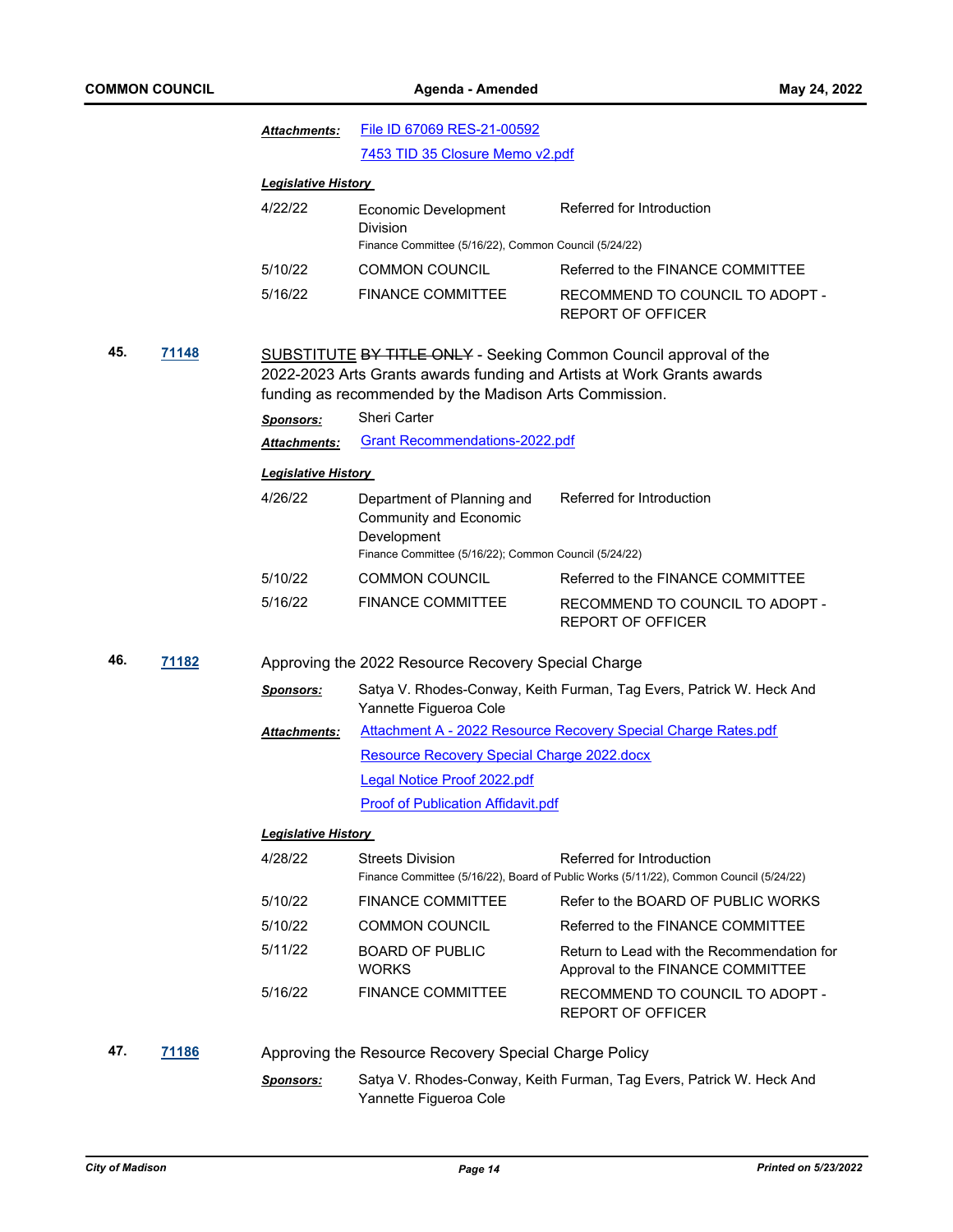***Attachments:*** [File ID 67069 RES-21-00592]
[7453 TID 35 Closure Memo v2.pdf]

***Legislative History***

| | | |
|---|---|---|
| 4/22/22 | Economic Development Division<br>Finance Committee (5/16/22), Common Council (5/24/22) | Referred for Introduction |
| 5/10/22 | COMMON COUNCIL | Referred to the FINANCE COMMITTEE |
| 5/16/22 | FINANCE COMMITTEE | RECOMMEND TO COUNCIL TO ADOPT - REPORT OF OFFICER |

**45.** **71148** SUBSTITUTE ~~BY TITLE ONLY~~ - Seeking Common Council approval of the 2022-2023 Arts Grants awards funding and Artists at Work Grants awards funding as recommended by the Madison Arts Commission.

***Sponsors:*** Sheri Carter

***Attachments:*** [Grant Recommendations-2022.pdf]

***Legislative History***

| | | |
|---|---|---|
| 4/26/22 | Department of Planning and Community and Economic Development<br>Finance Committee (5/16/22); Common Council (5/24/22) | Referred for Introduction |
| 5/10/22 | COMMON COUNCIL | Referred to the FINANCE COMMITTEE |
| 5/16/22 | FINANCE COMMITTEE | RECOMMEND TO COUNCIL TO ADOPT - REPORT OF OFFICER |

**46.** **71182** Approving the 2022 Resource Recovery Special Charge

***Sponsors:*** Satya V. Rhodes-Conway, Keith Furman, Tag Evers, Patrick W. Heck And Yannette Figueroa Cole

***Attachments:*** [Attachment A - 2022 Resource Recovery Special Charge Rates.pdf]
[Resource Recovery Special Charge 2022.docx]
[Legal Notice Proof 2022.pdf]
[Proof of Publication Affidavit.pdf]

***Legislative History***

| | | |
|---|---|---|
| 4/28/22 | Streets Division<br>Finance Committee (5/16/22), Board of Public Works (5/11/22), Common Council (5/24/22) | Referred for Introduction |
| 5/10/22 | FINANCE COMMITTEE | Refer to the BOARD OF PUBLIC WORKS |
| 5/10/22 | COMMON COUNCIL | Referred to the FINANCE COMMITTEE |
| 5/11/22 | BOARD OF PUBLIC WORKS | Return to Lead with the Recommendation for Approval to the FINANCE COMMITTEE |
| 5/16/22 | FINANCE COMMITTEE | RECOMMEND TO COUNCIL TO ADOPT - REPORT OF OFFICER |

**47.** **71186** Approving the Resource Recovery Special Charge Policy

***Sponsors:*** Satya V. Rhodes-Conway, Keith Furman, Tag Evers, Patrick W. Heck And Yannette Figueroa Cole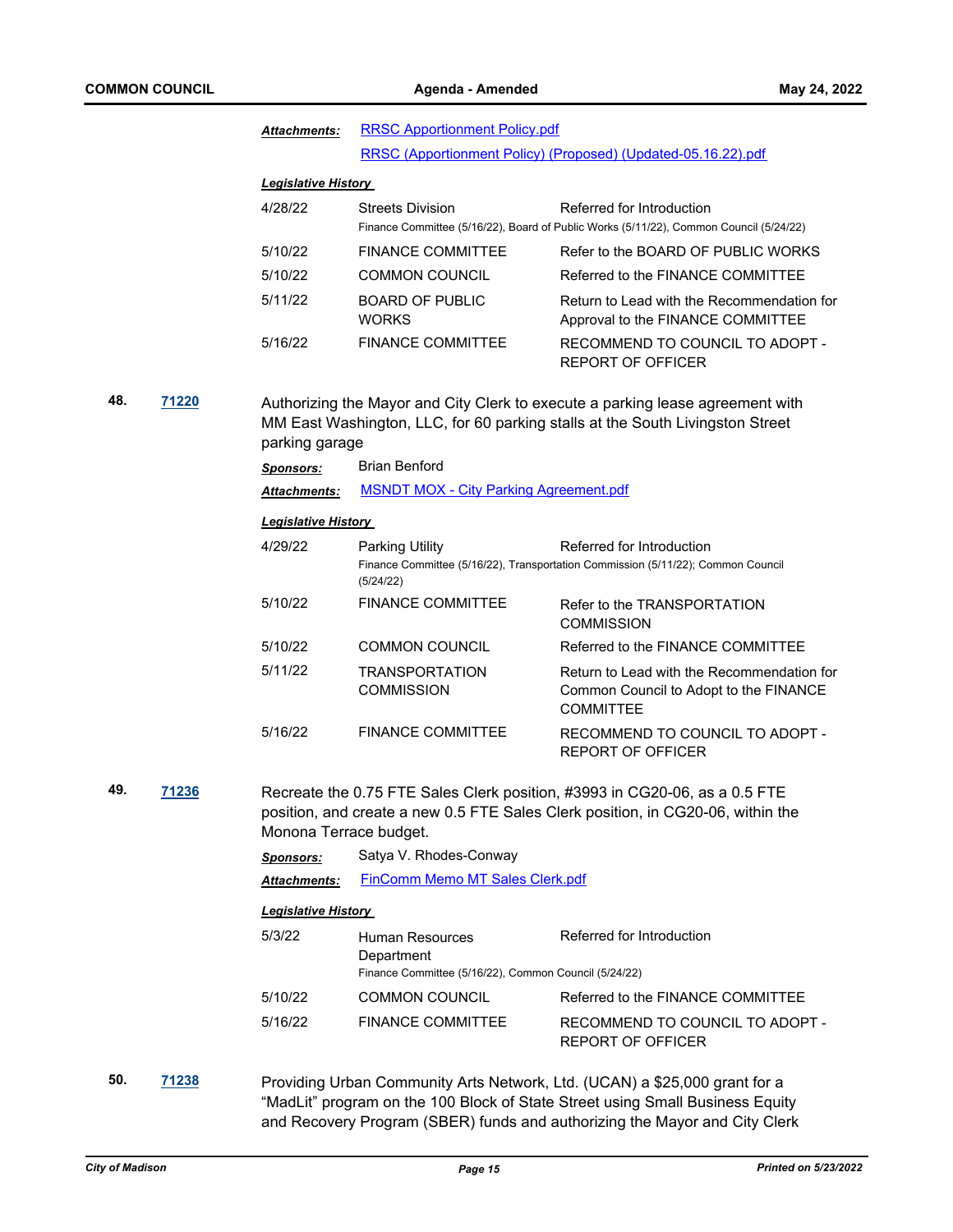***Attachments:*** [RRSC Apportionment Policy.pdf]
[RRSC (Apportionment Policy) (Proposed) (Updated-05.16.22).pdf]

***Legislative History***

| | | |
|---|---|---|
| 4/28/22 | Streets Division | Referred for Introduction |
| | Finance Committee (5/16/22), Board of Public Works (5/11/22), Common Council (5/24/22) | |
| 5/10/22 | FINANCE COMMITTEE | Refer to the BOARD OF PUBLIC WORKS |
| 5/10/22 | COMMON COUNCIL | Referred to the FINANCE COMMITTEE |
| 5/11/22 | BOARD OF PUBLIC WORKS | Return to Lead with the Recommendation for Approval to the FINANCE COMMITTEE |
| 5/16/22 | FINANCE COMMITTEE | RECOMMEND TO COUNCIL TO ADOPT - REPORT OF OFFICER |

**48.** **71220** Authorizing the Mayor and City Clerk to execute a parking lease agreement with MM East Washington, LLC, for 60 parking stalls at the South Livingston Street parking garage

***Sponsors:*** Brian Benford

***Attachments:*** [MSNDT MOX - City Parking Agreement.pdf]

***Legislative History***

| | | |
|---|---|---|
| 4/29/22 | Parking Utility | Referred for Introduction |
| | Finance Committee (5/16/22), Transportation Commission (5/11/22); Common Council (5/24/22) | |
| 5/10/22 | FINANCE COMMITTEE | Refer to the TRANSPORTATION COMMISSION |
| 5/10/22 | COMMON COUNCIL | Referred to the FINANCE COMMITTEE |
| 5/11/22 | TRANSPORTATION COMMISSION | Return to Lead with the Recommendation for Common Council to Adopt to the FINANCE COMMITTEE |
| 5/16/22 | FINANCE COMMITTEE | RECOMMEND TO COUNCIL TO ADOPT - REPORT OF OFFICER |

**49.** **71236** Recreate the 0.75 FTE Sales Clerk position, #3993 in CG20-06, as a 0.5 FTE position, and create a new 0.5 FTE Sales Clerk position, in CG20-06, within the Monona Terrace budget.

***Sponsors:*** Satya V. Rhodes-Conway

***Attachments:*** [FinComm Memo MT Sales Clerk.pdf]

***Legislative History***

| | | |
|---|---|---|
| 5/3/22 | Human Resources Department | Referred for Introduction |
| | Finance Committee (5/16/22), Common Council (5/24/22) | |
| 5/10/22 | COMMON COUNCIL | Referred to the FINANCE COMMITTEE |
| 5/16/22 | FINANCE COMMITTEE | RECOMMEND TO COUNCIL TO ADOPT - REPORT OF OFFICER |

**50.** **71238** Providing Urban Community Arts Network, Ltd. (UCAN) a $25,000 grant for a “MadLit” program on the 100 Block of State Street using Small Business Equity and Recovery Program (SBER) funds and authorizing the Mayor and City Clerk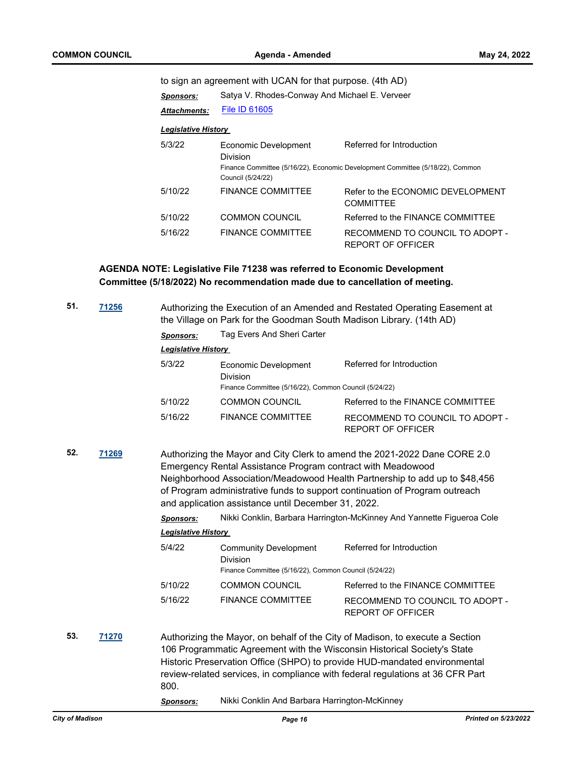to sign an agreement with UCAN for that purpose. (4th AD)

***Sponsors:*** Satya V. Rhodes-Conway And Michael E. Verveer

***Attachments:*** File ID 61605

***Legislative History***

| | | |
|---|---|---|
| 5/3/22 | Economic Development Division<br>Finance Committee (5/16/22), Economic Development Committee (5/18/22), Common Council (5/24/22) | Referred for Introduction |
| 5/10/22 | FINANCE COMMITTEE | Refer to the ECONOMIC DEVELOPMENT COMMITTEE |
| 5/10/22 | COMMON COUNCIL | Referred to the FINANCE COMMITTEE |
| 5/16/22 | FINANCE COMMITTEE | RECOMMEND TO COUNCIL TO ADOPT - REPORT OF OFFICER |

**AGENDA NOTE: Legislative File 71238 was referred to Economic Development Committee (5/18/2022) No recommendation made due to cancellation of meeting.**

**51.** **71256** Authorizing the Execution of an Amended and Restated Operating Easement at the Village on Park for the Goodman South Madison Library. (14th AD)

***Sponsors:*** Tag Evers And Sheri Carter

***Legislative History***

| | | |
|---|---|---|
| 5/3/22 | Economic Development Division<br>Finance Committee (5/16/22), Common Council (5/24/22) | Referred for Introduction |
| 5/10/22 | COMMON COUNCIL | Referred to the FINANCE COMMITTEE |
| 5/16/22 | FINANCE COMMITTEE | RECOMMEND TO COUNCIL TO ADOPT - REPORT OF OFFICER |

**52.** **71269** Authorizing the Mayor and City Clerk to amend the 2021-2022 Dane CORE 2.0 Emergency Rental Assistance Program contract with Meadowood Neighborhood Association/Meadowood Health Partnership to add up to $48,456 of Program administrative funds to support continuation of Program outreach and application assistance until December 31, 2022.

***Sponsors:*** Nikki Conklin, Barbara Harrington-McKinney And Yannette Figueroa Cole

***Legislative History***

| | | |
|---|---|---|
| 5/4/22 | Community Development Division<br>Finance Committee (5/16/22), Common Council (5/24/22) | Referred for Introduction |
| 5/10/22 | COMMON COUNCIL | Referred to the FINANCE COMMITTEE |
| 5/16/22 | FINANCE COMMITTEE | RECOMMEND TO COUNCIL TO ADOPT - REPORT OF OFFICER |

**53.** **71270** Authorizing the Mayor, on behalf of the City of Madison, to execute a Section 106 Programmatic Agreement with the Wisconsin Historical Society's State Historic Preservation Office (SHPO) to provide HUD-mandated environmental review-related services, in compliance with federal regulations at 36 CFR Part 800.

***Sponsors:*** Nikki Conklin And Barbara Harrington-McKinney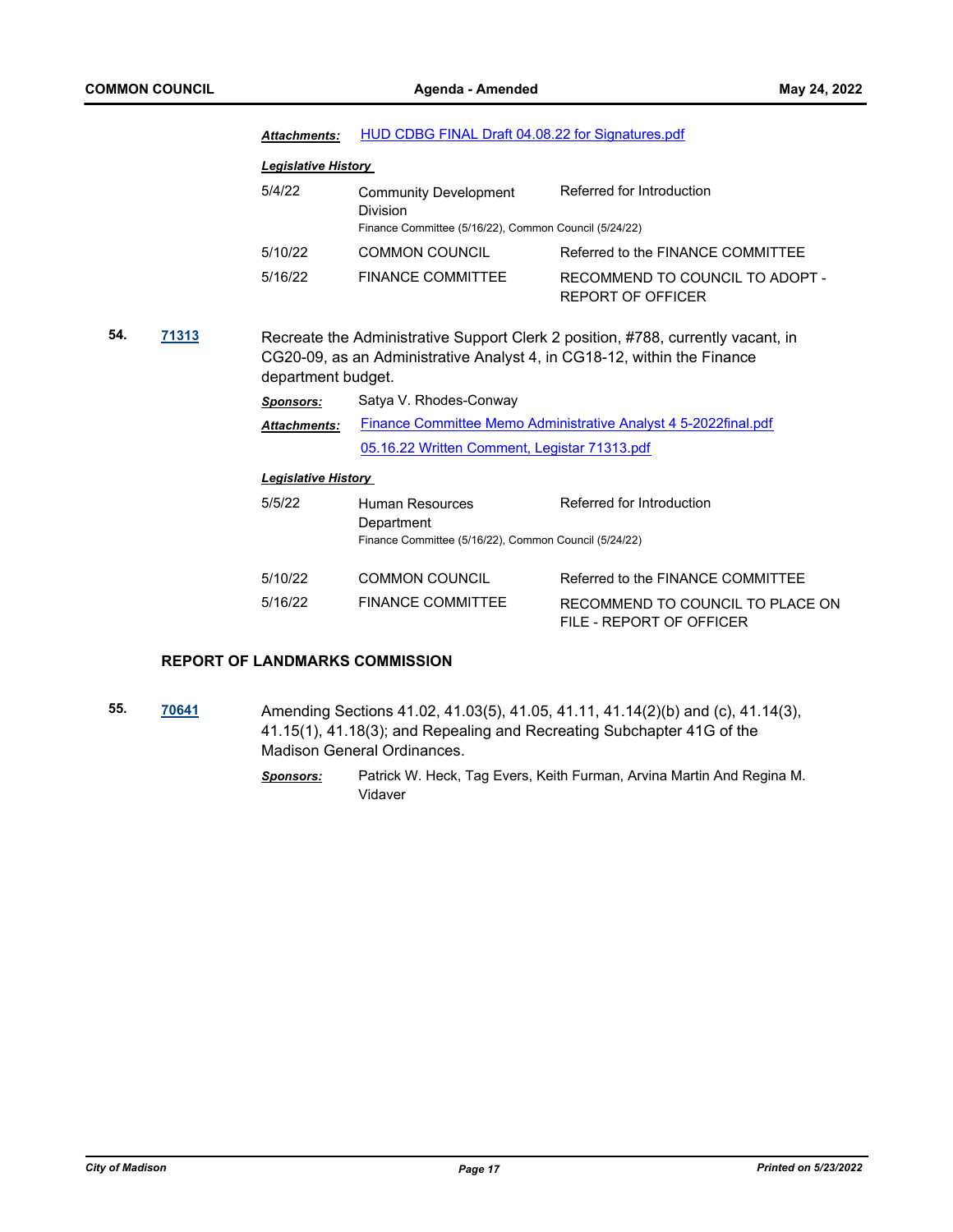***Attachments:*** HUD CDBG FINAL Draft 04.08.22 for Signatures.pdf

***Legislative History***

| | | |
|---|---|---|
| 5/4/22 | Community Development Division<br>Finance Committee (5/16/22), Common Council (5/24/22) | Referred for Introduction |
| 5/10/22 | COMMON COUNCIL | Referred to the FINANCE COMMITTEE |
| 5/16/22 | FINANCE COMMITTEE | RECOMMEND TO COUNCIL TO ADOPT - REPORT OF OFFICER |

**54.** **71313** Recreate the Administrative Support Clerk 2 position, #788, currently vacant, in CG20-09, as an Administrative Analyst 4, in CG18-12, within the Finance department budget.

***Sponsors:*** Satya V. Rhodes-Conway

***Attachments:*** Finance Committee Memo Administrative Analyst 4 5-2022final.pdf
05.16.22 Written Comment, Legistar 71313.pdf

***Legislative History***

| | | |
|---|---|---|
| 5/5/22 | Human Resources Department<br>Finance Committee (5/16/22), Common Council (5/24/22) | Referred for Introduction |
| 5/10/22 | COMMON COUNCIL | Referred to the FINANCE COMMITTEE |
| 5/16/22 | FINANCE COMMITTEE | RECOMMEND TO COUNCIL TO PLACE ON FILE - REPORT OF OFFICER |

## REPORT OF LANDMARKS COMMISSION

**55.** **70641** Amending Sections 41.02, 41.03(5), 41.05, 41.11, 41.14(2)(b) and (c), 41.14(3), 41.15(1), 41.18(3); and Repealing and Recreating Subchapter 41G of the Madison General Ordinances.

***Sponsors:*** Patrick W. Heck, Tag Evers, Keith Furman, Arvina Martin And Regina M. Vidaver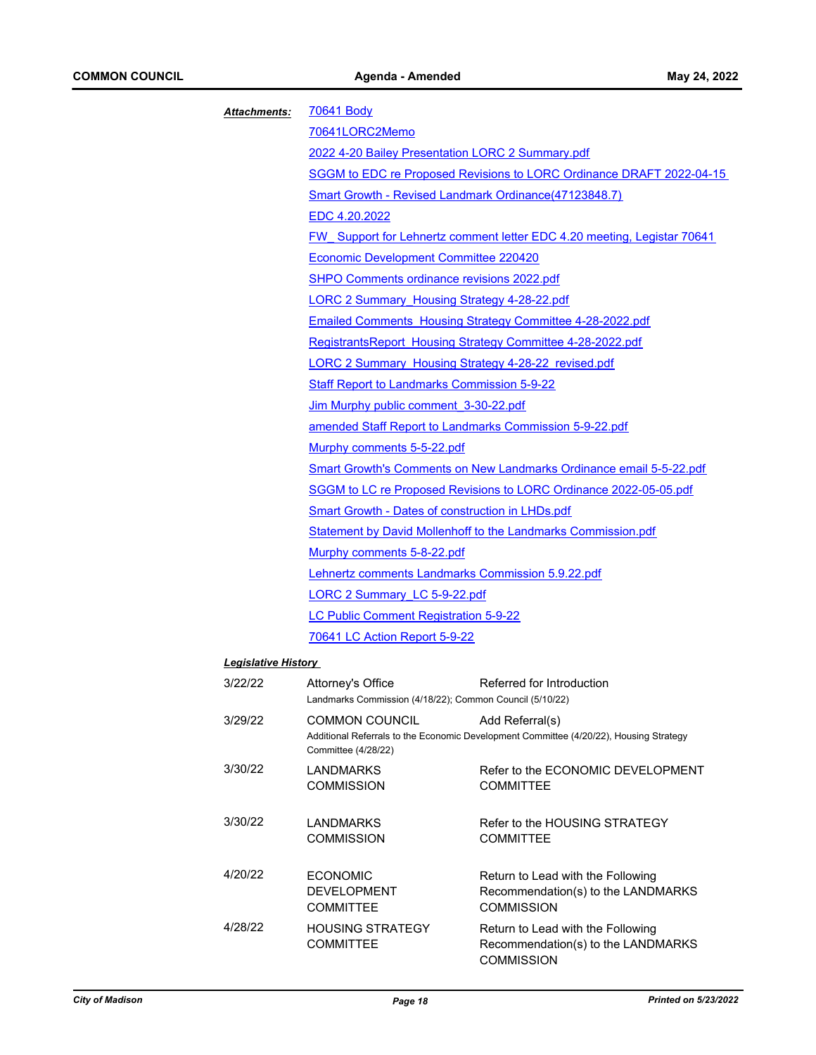***Attachments:***

70641 Body
70641LORC2Memo
2022 4-20 Bailey Presentation LORC 2 Summary.pdf
SGGM to EDC re Proposed Revisions to LORC Ordinance DRAFT 2022-04-15
Smart Growth - Revised Landmark Ordinance(47123848.7)
EDC 4.20.2022
FW_ Support for Lehnertz comment letter EDC 4.20 meeting, Legistar 70641
Economic Development Committee 220420
SHPO Comments ordinance revisions 2022.pdf
LORC 2 Summary_Housing Strategy 4-28-22.pdf
Emailed Comments_Housing Strategy Committee 4-28-2022.pdf
RegistrantsReport_Housing Strategy Committee 4-28-2022.pdf
LORC 2 Summary_Housing Strategy 4-28-22_revised.pdf
Staff Report to Landmarks Commission 5-9-22
Jim Murphy public comment_3-30-22.pdf
amended Staff Report to Landmarks Commission 5-9-22.pdf
Murphy comments 5-5-22.pdf
Smart Growth's Comments on New Landmarks Ordinance email 5-5-22.pdf
SGGM to LC re Proposed Revisions to LORC Ordinance 2022-05-05.pdf
Smart Growth - Dates of construction in LHDs.pdf
Statement by David Mollenhoff to the Landmarks Commission.pdf
Murphy comments 5-8-22.pdf
Lehnertz comments Landmarks Commission 5.9.22.pdf
LORC 2 Summary_LC 5-9-22.pdf
LC Public Comment Registration 5-9-22
70641 LC Action Report 5-9-22

***Legislative History***

3/22/22 Attorney's Office — Referred for Introduction
Landmarks Commission (4/18/22); Common Council (5/10/22)

3/29/22 COMMON COUNCIL — Add Referral(s)
Additional Referrals to the Economic Development Committee (4/20/22), Housing Strategy Committee (4/28/22)

3/30/22 LANDMARKS COMMISSION — Refer to the ECONOMIC DEVELOPMENT COMMITTEE

3/30/22 LANDMARKS COMMISSION — Refer to the HOUSING STRATEGY COMMITTEE

4/20/22 ECONOMIC DEVELOPMENT COMMITTEE — Return to Lead with the Following Recommendation(s) to the LANDMARKS COMMISSION

4/28/22 HOUSING STRATEGY COMMITTEE — Return to Lead with the Following Recommendation(s) to the LANDMARKS COMMISSION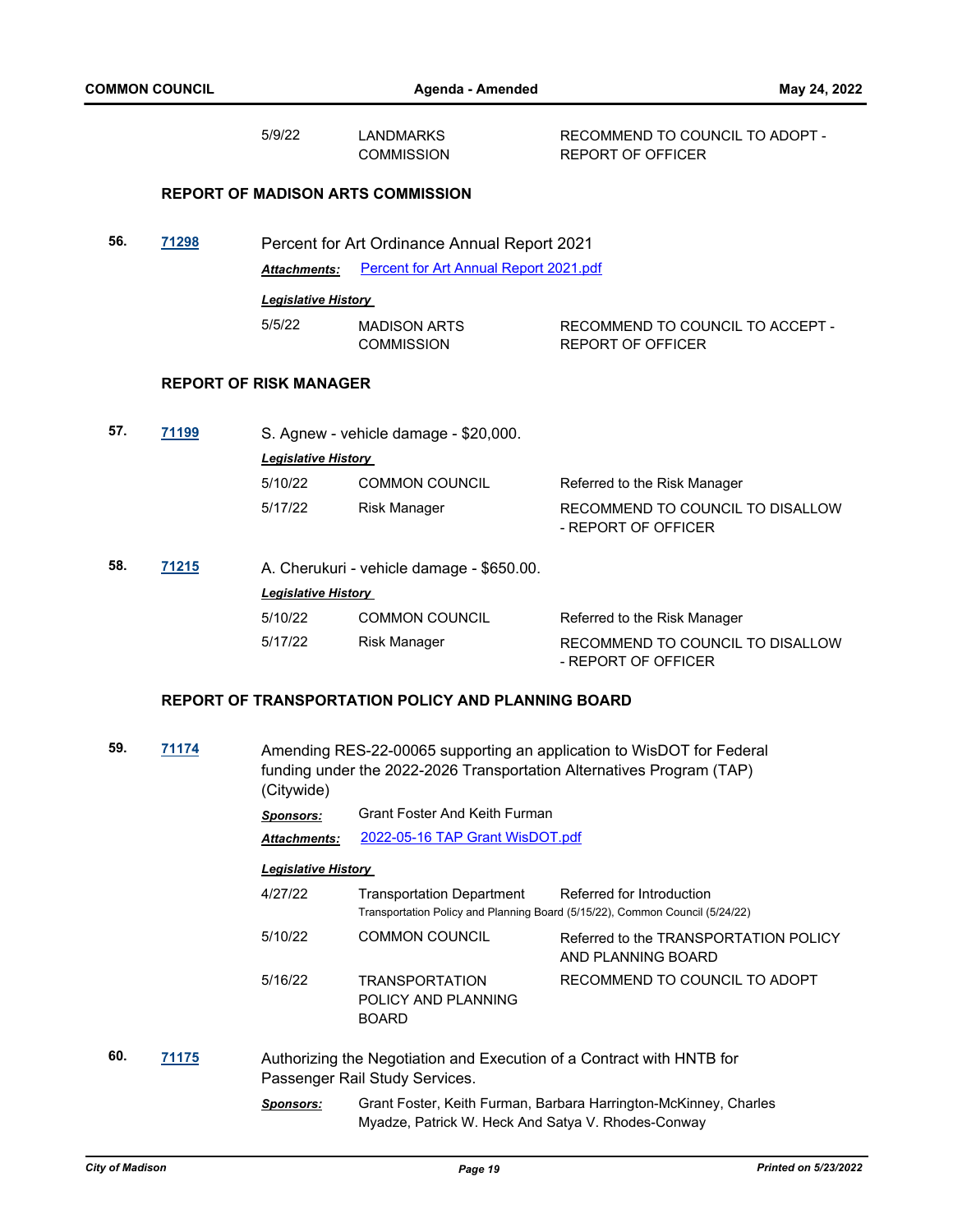| | | |
|---|---|---|
| 5/9/22 | LANDMARKS COMMISSION | RECOMMEND TO COUNCIL TO ADOPT - REPORT OF OFFICER |

### REPORT OF MADISON ARTS COMMISSION

**56.** **71298** Percent for Art Ordinance Annual Report 2021

***Attachments:*** Percent for Art Annual Report 2021.pdf

***Legislative History***

| | | |
|---|---|---|
| 5/5/22 | MADISON ARTS COMMISSION | RECOMMEND TO COUNCIL TO ACCEPT - REPORT OF OFFICER |

### REPORT OF RISK MANAGER

**57.** **71199** S. Agnew - vehicle damage - $20,000.

***Legislative History***

| | | |
|---|---|---|
| 5/10/22 | COMMON COUNCIL | Referred to the Risk Manager |
| 5/17/22 | Risk Manager | RECOMMEND TO COUNCIL TO DISALLOW - REPORT OF OFFICER |

**58.** **71215** A. Cherukuri - vehicle damage - $650.00.

***Legislative History***

| | | |
|---|---|---|
| 5/10/22 | COMMON COUNCIL | Referred to the Risk Manager |
| 5/17/22 | Risk Manager | RECOMMEND TO COUNCIL TO DISALLOW - REPORT OF OFFICER |

### REPORT OF TRANSPORTATION POLICY AND PLANNING BOARD

**59.** **71174** Amending RES-22-00065 supporting an application to WisDOT for Federal funding under the 2022-2026 Transportation Alternatives Program (TAP) (Citywide)

***Sponsors:*** Grant Foster And Keith Furman

***Attachments:*** 2022-05-16 TAP Grant WisDOT.pdf

***Legislative History***

| | | |
|---|---|---|
| 4/27/22 | Transportation Department | Referred for Introduction<br>Transportation Policy and Planning Board (5/15/22), Common Council (5/24/22) |
| 5/10/22 | COMMON COUNCIL | Referred to the TRANSPORTATION POLICY AND PLANNING BOARD |
| 5/16/22 | TRANSPORTATION POLICY AND PLANNING BOARD | RECOMMEND TO COUNCIL TO ADOPT |

**60.** **71175** Authorizing the Negotiation and Execution of a Contract with HNTB for Passenger Rail Study Services.

***Sponsors:*** Grant Foster, Keith Furman, Barbara Harrington-McKinney, Charles Myadze, Patrick W. Heck And Satya V. Rhodes-Conway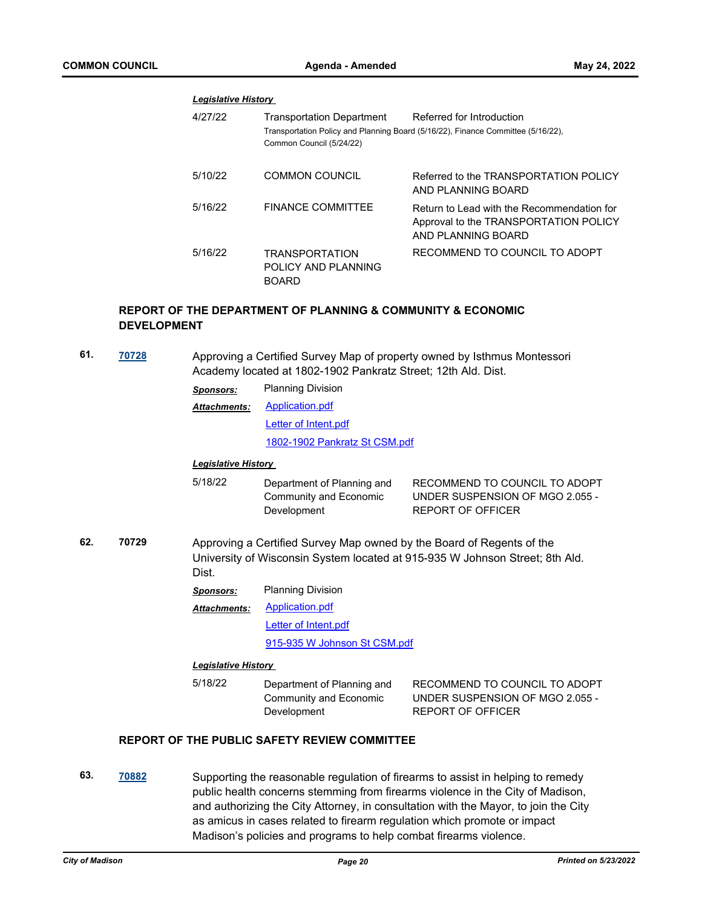***Legislative History***

| | | |
|---|---|---|
| 4/27/22 | Transportation Department | Referred for Introduction |
| | Transportation Policy and Planning Board (5/16/22), Finance Committee (5/16/22), Common Council (5/24/22) | |
| 5/10/22 | COMMON COUNCIL | Referred to the TRANSPORTATION POLICY AND PLANNING BOARD |
| 5/16/22 | FINANCE COMMITTEE | Return to Lead with the Recommendation for Approval to the TRANSPORTATION POLICY AND PLANNING BOARD |
| 5/16/22 | TRANSPORTATION POLICY AND PLANNING BOARD | RECOMMEND TO COUNCIL TO ADOPT |

## REPORT OF THE DEPARTMENT OF PLANNING & COMMUNITY & ECONOMIC DEVELOPMENT

**61.** **70728** Approving a Certified Survey Map of property owned by Isthmus Montessori Academy located at 1802-1902 Pankratz Street; 12th Ald. Dist.

***Sponsors:*** Planning Division

***Attachments:*** Application.pdf
Letter of Intent.pdf
1802-1902 Pankratz St CSM.pdf

***Legislative History***

| | | |
|---|---|---|
| 5/18/22 | Department of Planning and Community and Economic Development | RECOMMEND TO COUNCIL TO ADOPT UNDER SUSPENSION OF MGO 2.055 - REPORT OF OFFICER |

**62.** **70729** Approving a Certified Survey Map owned by the Board of Regents of the University of Wisconsin System located at 915-935 W Johnson Street; 8th Ald. Dist.

***Sponsors:*** Planning Division

***Attachments:*** Application.pdf
Letter of Intent.pdf
915-935 W Johnson St CSM.pdf

***Legislative History***

| | | |
|---|---|---|
| 5/18/22 | Department of Planning and Community and Economic Development | RECOMMEND TO COUNCIL TO ADOPT UNDER SUSPENSION OF MGO 2.055 - REPORT OF OFFICER |

## REPORT OF THE PUBLIC SAFETY REVIEW COMMITTEE

**63.** **70882** Supporting the reasonable regulation of firearms to assist in helping to remedy public health concerns stemming from firearms violence in the City of Madison, and authorizing the City Attorney, in consultation with the Mayor, to join the City as amicus in cases related to firearm regulation which promote or impact Madison's policies and programs to help combat firearms violence.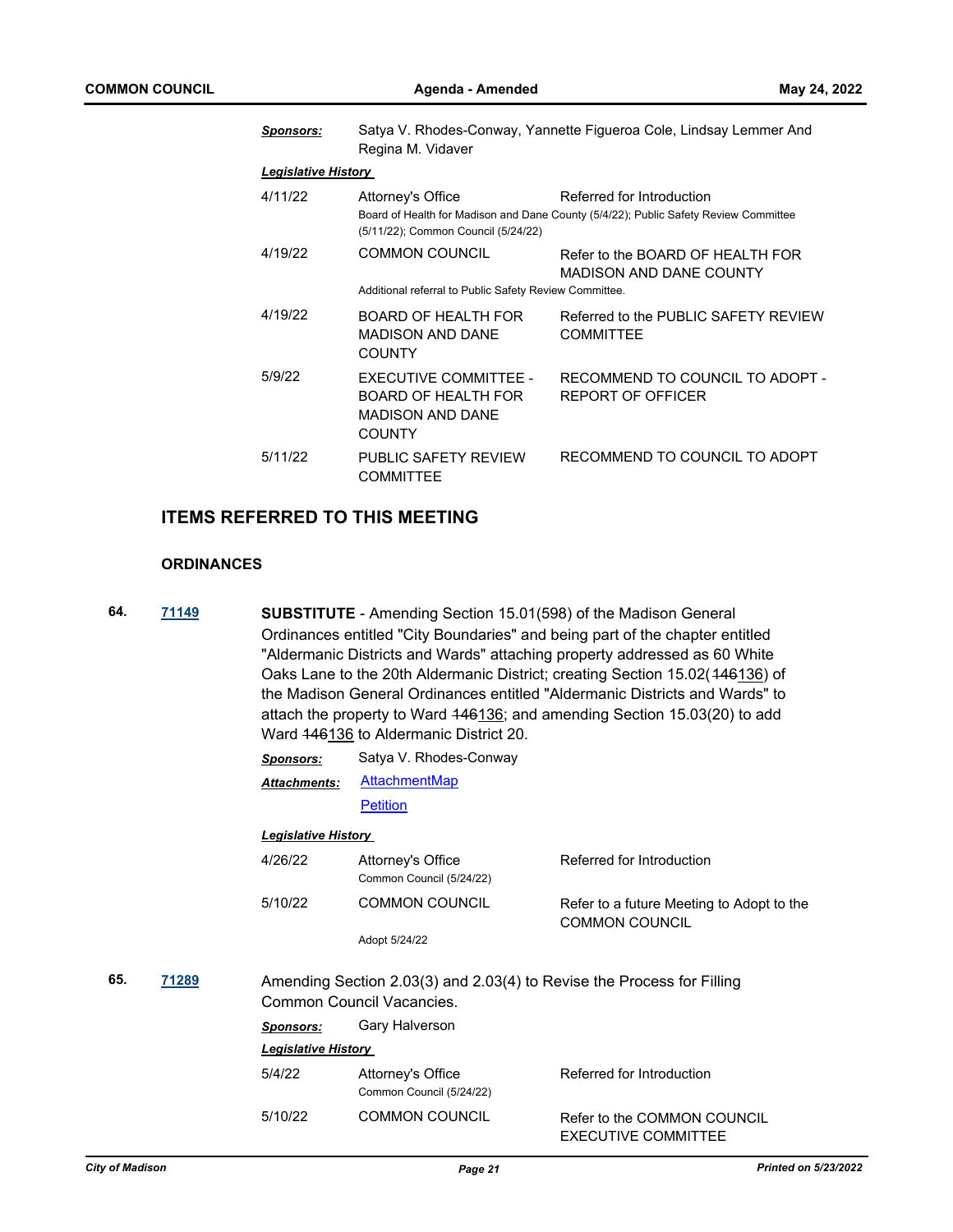**Sponsors:** Satya V. Rhodes-Conway, Yannette Figueroa Cole, Lindsay Lemmer And Regina M. Vidaver

***Legislative History***

| | | |
|---|---|---|
| 4/11/22 | Attorney's Office | Referred for Introduction |
| | Board of Health for Madison and Dane County (5/4/22); Public Safety Review Committee (5/11/22); Common Council (5/24/22) | |
| 4/19/22 | COMMON COUNCIL | Refer to the BOARD OF HEALTH FOR MADISON AND DANE COUNTY |
| | Additional referral to Public Safety Review Committee. | |
| 4/19/22 | BOARD OF HEALTH FOR MADISON AND DANE COUNTY | Referred to the PUBLIC SAFETY REVIEW COMMITTEE |
| 5/9/22 | EXECUTIVE COMMITTEE - BOARD OF HEALTH FOR MADISON AND DANE COUNTY | RECOMMEND TO COUNCIL TO ADOPT - REPORT OF OFFICER |
| 5/11/22 | PUBLIC SAFETY REVIEW COMMITTEE | RECOMMEND TO COUNCIL TO ADOPT |

## ITEMS REFERRED TO THIS MEETING

### ORDINANCES

**64.** 71149 — **SUBSTITUTE** - Amending Section 15.01(598) of the Madison General Ordinances entitled "City Boundaries" and being part of the chapter entitled "Aldermanic Districts and Wards" attaching property addressed as 60 White Oaks Lane to the 20th Aldermanic District; creating Section 15.02(~~146~~136) of the Madison General Ordinances entitled "Aldermanic Districts and Wards" to attach the property to Ward ~~146~~136; and amending Section 15.03(20) to add Ward ~~146~~136 to Aldermanic District 20.

**Sponsors:** Satya V. Rhodes-Conway

**Attachments:** AttachmentMap, Petition

***Legislative History***

| | | |
|---|---|---|
| 4/26/22 | Attorney's Office | Referred for Introduction |
| | Common Council (5/24/22) | |
| 5/10/22 | COMMON COUNCIL | Refer to a future Meeting to Adopt to the COMMON COUNCIL |
| | Adopt 5/24/22 | |

**65.** 71289 — Amending Section 2.03(3) and 2.03(4) to Revise the Process for Filling Common Council Vacancies.

**Sponsors:** Gary Halverson

***Legislative History***

| | | |
|---|---|---|
| 5/4/22 | Attorney's Office | Referred for Introduction |
| | Common Council (5/24/22) | |
| 5/10/22 | COMMON COUNCIL | Refer to the COMMON COUNCIL EXECUTIVE COMMITTEE |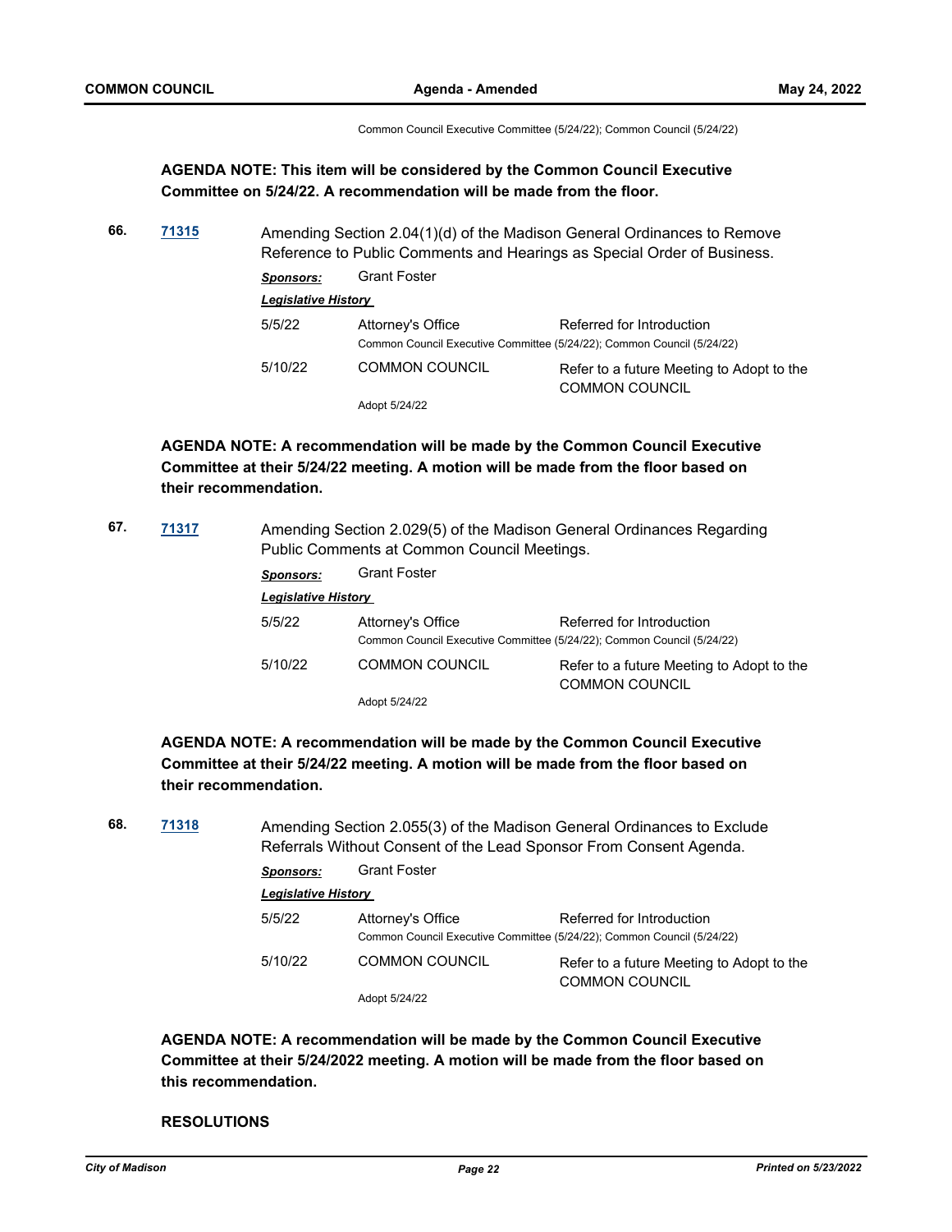Common Council Executive Committee (5/24/22); Common Council (5/24/22)

**AGENDA NOTE: This item will be considered by the Common Council Executive Committee on 5/24/22. A recommendation will be made from the floor.**

**66.** [71315](71315) Amending Section 2.04(1)(d) of the Madison General Ordinances to Remove Reference to Public Comments and Hearings as Special Order of Business.

***Sponsors:*** Grant Foster

***Legislative History***

| | | |
|---|---|---|
| 5/5/22 | Attorney's Office | Referred for Introduction |
| | Common Council Executive Committee (5/24/22); Common Council (5/24/22) | |
| 5/10/22 | COMMON COUNCIL | Refer to a future Meeting to Adopt to the COMMON COUNCIL |
| | Adopt 5/24/22 | |

**AGENDA NOTE: A recommendation will be made by the Common Council Executive Committee at their 5/24/22 meeting. A motion will be made from the floor based on their recommendation.**

**67.** [71317](71317) Amending Section 2.029(5) of the Madison General Ordinances Regarding Public Comments at Common Council Meetings.

***Sponsors:*** Grant Foster

***Legislative History***

| | | |
|---|---|---|
| 5/5/22 | Attorney's Office | Referred for Introduction |
| | Common Council Executive Committee (5/24/22); Common Council (5/24/22) | |
| 5/10/22 | COMMON COUNCIL | Refer to a future Meeting to Adopt to the COMMON COUNCIL |
| | Adopt 5/24/22 | |

**AGENDA NOTE: A recommendation will be made by the Common Council Executive Committee at their 5/24/22 meeting. A motion will be made from the floor based on their recommendation.**

**68.** [71318](71318) Amending Section 2.055(3) of the Madison General Ordinances to Exclude Referrals Without Consent of the Lead Sponsor From Consent Agenda.

***Sponsors:*** Grant Foster

***Legislative History***

| | | |
|---|---|---|
| 5/5/22 | Attorney's Office | Referred for Introduction |
| | Common Council Executive Committee (5/24/22); Common Council (5/24/22) | |
| 5/10/22 | COMMON COUNCIL | Refer to a future Meeting to Adopt to the COMMON COUNCIL |
| | Adopt 5/24/22 | |

**AGENDA NOTE: A recommendation will be made by the Common Council Executive Committee at their 5/24/2022 meeting. A motion will be made from the floor based on this recommendation.**

**RESOLUTIONS**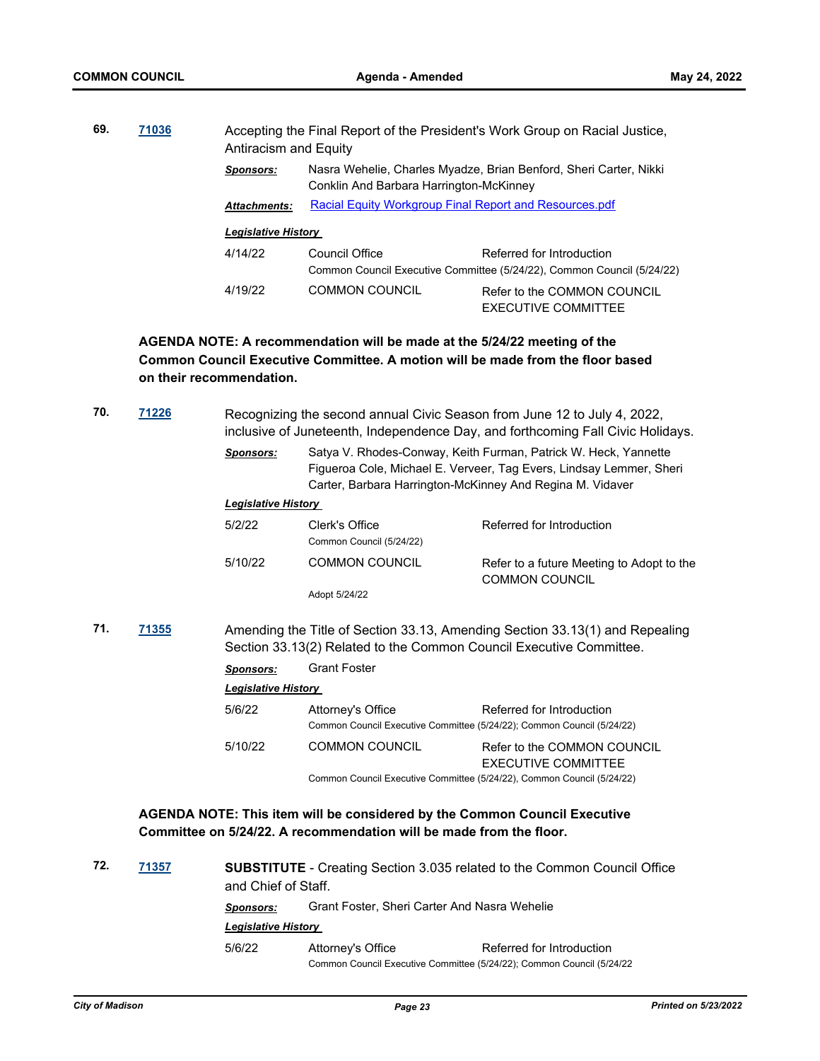**69.** **71036** Accepting the Final Report of the President's Work Group on Racial Justice, Antiracism and Equity

***Sponsors:*** Nasra Wehelie, Charles Myadze, Brian Benford, Sheri Carter, Nikki Conklin And Barbara Harrington-McKinney

***Attachments:*** Racial Equity Workgroup Final Report and Resources.pdf

***Legislative History***

| | | |
|---|---|---|
| 4/14/22 | Council Office | Referred for Introduction |
| | Common Council Executive Committee (5/24/22), Common Council (5/24/22) | |
| 4/19/22 | COMMON COUNCIL | Refer to the COMMON COUNCIL EXECUTIVE COMMITTEE |

**AGENDA NOTE: A recommendation will be made at the 5/24/22 meeting of the Common Council Executive Committee. A motion will be made from the floor based on their recommendation.**

**70.** **71226** Recognizing the second annual Civic Season from June 12 to July 4, 2022, inclusive of Juneteenth, Independence Day, and forthcoming Fall Civic Holidays.

***Sponsors:*** Satya V. Rhodes-Conway, Keith Furman, Patrick W. Heck, Yannette Figueroa Cole, Michael E. Verveer, Tag Evers, Lindsay Lemmer, Sheri Carter, Barbara Harrington-McKinney And Regina M. Vidaver

***Legislative History***

| | | |
|---|---|---|
| 5/2/22 | Clerk's Office | Referred for Introduction |
| | Common Council (5/24/22) | |
| 5/10/22 | COMMON COUNCIL | Refer to a future Meeting to Adopt to the COMMON COUNCIL |
| | Adopt 5/24/22 | |

**71.** **71355** Amending the Title of Section 33.13, Amending Section 33.13(1) and Repealing Section 33.13(2) Related to the Common Council Executive Committee.

***Sponsors:*** Grant Foster

***Legislative History***

| | | |
|---|---|---|
| 5/6/22 | Attorney's Office | Referred for Introduction |
| | Common Council Executive Committee (5/24/22); Common Council (5/24/22) | |
| 5/10/22 | COMMON COUNCIL | Refer to the COMMON COUNCIL EXECUTIVE COMMITTEE |
| | Common Council Executive Committee (5/24/22), Common Council (5/24/22) | |

**AGENDA NOTE: This item will be considered by the Common Council Executive Committee on 5/24/22. A recommendation will be made from the floor.**

**72.** **71357** **SUBSTITUTE** - Creating Section 3.035 related to the Common Council Office and Chief of Staff.

***Sponsors:*** Grant Foster, Sheri Carter And Nasra Wehelie

***Legislative History***

| | | |
|---|---|---|
| 5/6/22 | Attorney's Office | Referred for Introduction |
| | Common Council Executive Committee (5/24/22); Common Council (5/24/22 | |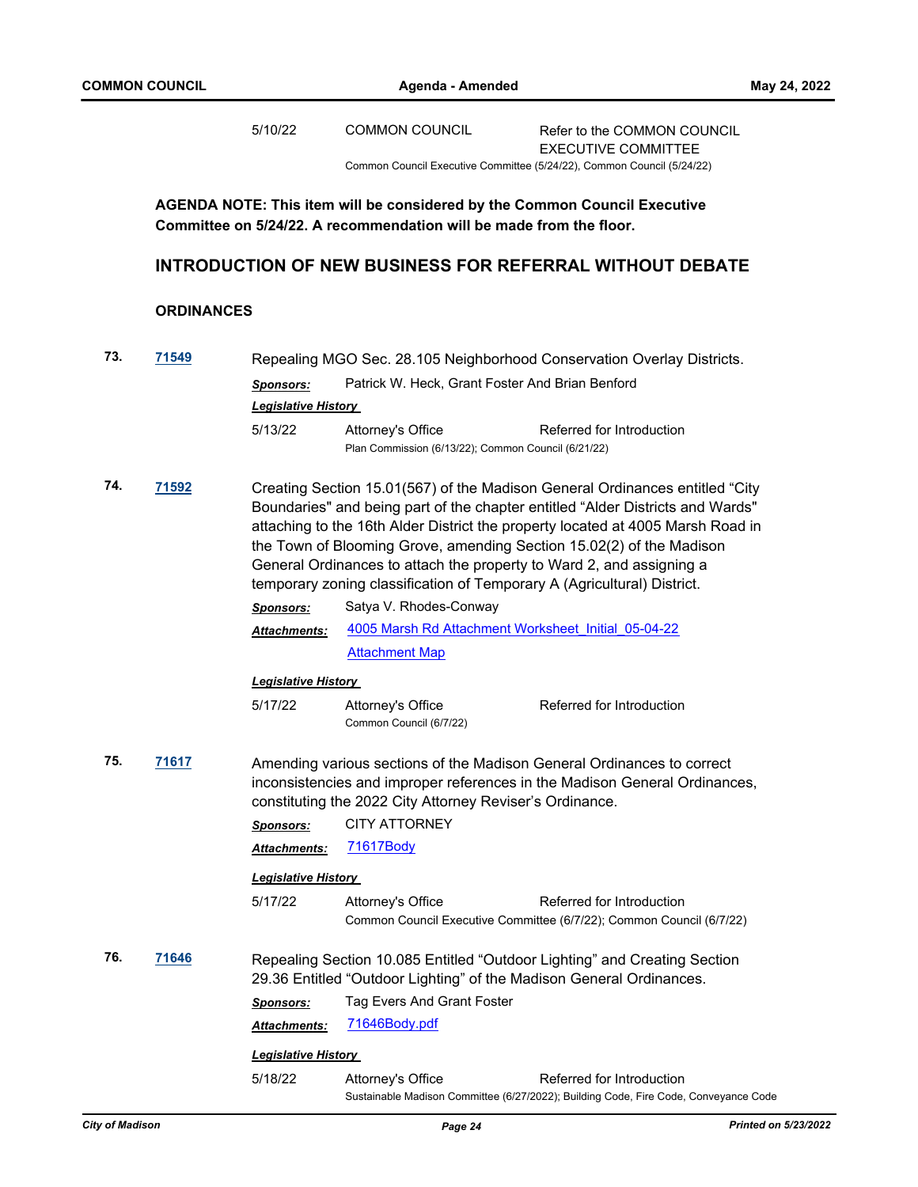| | | |
|---|---|---|
| 5/10/22 | COMMON COUNCIL | Refer to the COMMON COUNCIL EXECUTIVE COMMITTEE |

Common Council Executive Committee (5/24/22), Common Council (5/24/22)

**AGENDA NOTE: This item will be considered by the Common Council Executive Committee on 5/24/22. A recommendation will be made from the floor.**

## INTRODUCTION OF NEW BUSINESS FOR REFERRAL WITHOUT DEBATE

### ORDINANCES

**73.** **71549**

Repealing MGO Sec. 28.105 Neighborhood Conservation Overlay Districts.

***Sponsors:*** Patrick W. Heck, Grant Foster And Brian Benford

***Legislative History***

| | | |
|---|---|---|
| 5/13/22 | Attorney's Office | Referred for Introduction |

Plan Commission (6/13/22); Common Council (6/21/22)

**74.** **71592**

Creating Section 15.01(567) of the Madison General Ordinances entitled “City Boundaries" and being part of the chapter entitled “Alder Districts and Wards" attaching to the 16th Alder District the property located at 4005 Marsh Road in the Town of Blooming Grove, amending Section 15.02(2) of the Madison General Ordinances to attach the property to Ward 2, and assigning a temporary zoning classification of Temporary A (Agricultural) District.

***Sponsors:*** Satya V. Rhodes-Conway

***Attachments:*** 4005 Marsh Rd Attachment Worksheet_Initial_05-04-22
Attachment Map

***Legislative History***

| | | |
|---|---|---|
| 5/17/22 | Attorney's Office | Referred for Introduction |

Common Council (6/7/22)

**75.** **71617**

Amending various sections of the Madison General Ordinances to correct inconsistencies and improper references in the Madison General Ordinances, constituting the 2022 City Attorney Reviser’s Ordinance.

***Sponsors:*** CITY ATTORNEY

***Attachments:*** 71617Body

***Legislative History***

| | | |
|---|---|---|
| 5/17/22 | Attorney's Office | Referred for Introduction |

Common Council Executive Committee (6/7/22); Common Council (6/7/22)

**76.** **71646**

Repealing Section 10.085 Entitled “Outdoor Lighting” and Creating Section 29.36 Entitled “Outdoor Lighting” of the Madison General Ordinances.

***Sponsors:*** Tag Evers And Grant Foster

***Attachments:*** 71646Body.pdf

***Legislative History***

| | | |
|---|---|---|
| 5/18/22 | Attorney's Office | Referred for Introduction |

Sustainable Madison Committee (6/27/2022); Building Code, Fire Code, Conveyance Code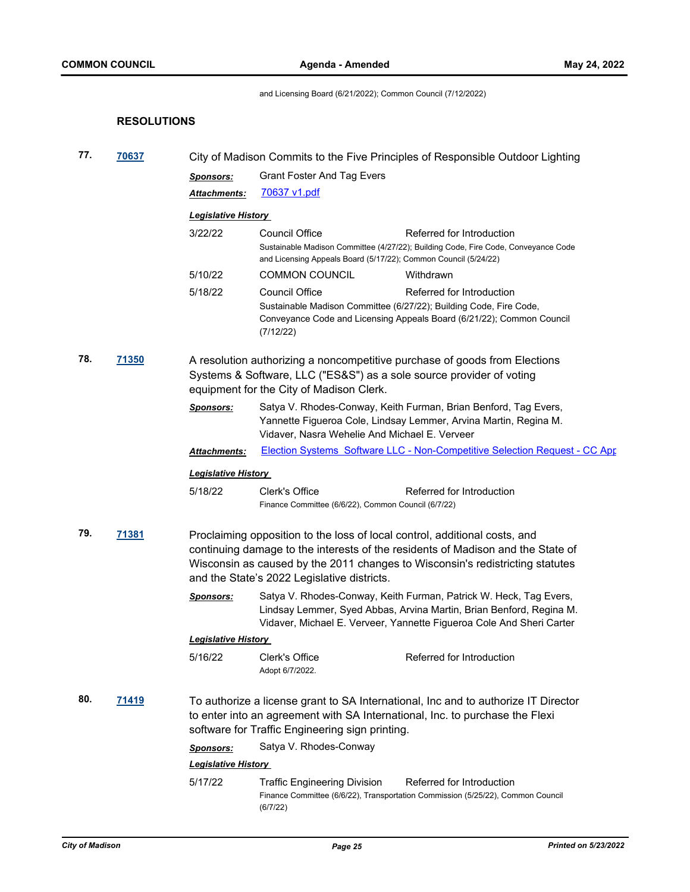and Licensing Board (6/21/2022); Common Council (7/12/2022)

## RESOLUTIONS

**77.** **70637** City of Madison Commits to the Five Principles of Responsible Outdoor Lighting

***Sponsors:*** Grant Foster And Tag Evers

***Attachments:*** 70637 v1.pdf

***Legislative History***

| | | |
|---|---|---|
| 3/22/22 | Council Office | Referred for Introduction |
| | Sustainable Madison Committee (4/27/22); Building Code, Fire Code, Conveyance Code and Licensing Appeals Board (5/17/22); Common Council (5/24/22) | |
| 5/10/22 | COMMON COUNCIL | Withdrawn |
| 5/18/22 | Council Office | Referred for Introduction |
| | Sustainable Madison Committee (6/27/22); Building Code, Fire Code, Conveyance Code and Licensing Appeals Board (6/21/22); Common Council (7/12/22) | |

**78.** **71350** A resolution authorizing a noncompetitive purchase of goods from Elections Systems & Software, LLC ("ES&S") as a sole source provider of voting equipment for the City of Madison Clerk.

***Sponsors:*** Satya V. Rhodes-Conway, Keith Furman, Brian Benford, Tag Evers, Yannette Figueroa Cole, Lindsay Lemmer, Arvina Martin, Regina M. Vidaver, Nasra Wehelie And Michael E. Verveer

***Attachments:*** Election Systems Software LLC - Non-Competitive Selection Request - CC App

***Legislative History***

| | | |
|---|---|---|
| 5/18/22 | Clerk's Office | Referred for Introduction |
| | Finance Committee (6/6/22), Common Council (6/7/22) | |

**79.** **71381** Proclaiming opposition to the loss of local control, additional costs, and continuing damage to the interests of the residents of Madison and the State of Wisconsin as caused by the 2011 changes to Wisconsin's redistricting statutes and the State's 2022 Legislative districts.

***Sponsors:*** Satya V. Rhodes-Conway, Keith Furman, Patrick W. Heck, Tag Evers, Lindsay Lemmer, Syed Abbas, Arvina Martin, Brian Benford, Regina M. Vidaver, Michael E. Verveer, Yannette Figueroa Cole And Sheri Carter

***Legislative History***

| | | |
|---|---|---|
| 5/16/22 | Clerk's Office | Referred for Introduction |
| | Adopt 6/7/2022. | |

**80.** **71419** To authorize a license grant to SA International, Inc and to authorize IT Director to enter into an agreement with SA International, Inc. to purchase the Flexi software for Traffic Engineering sign printing.

***Sponsors:*** Satya V. Rhodes-Conway

***Legislative History***

| | | |
|---|---|---|
| 5/17/22 | Traffic Engineering Division | Referred for Introduction |
| | Finance Committee (6/6/22), Transportation Commission (5/25/22), Common Council (6/7/22) | |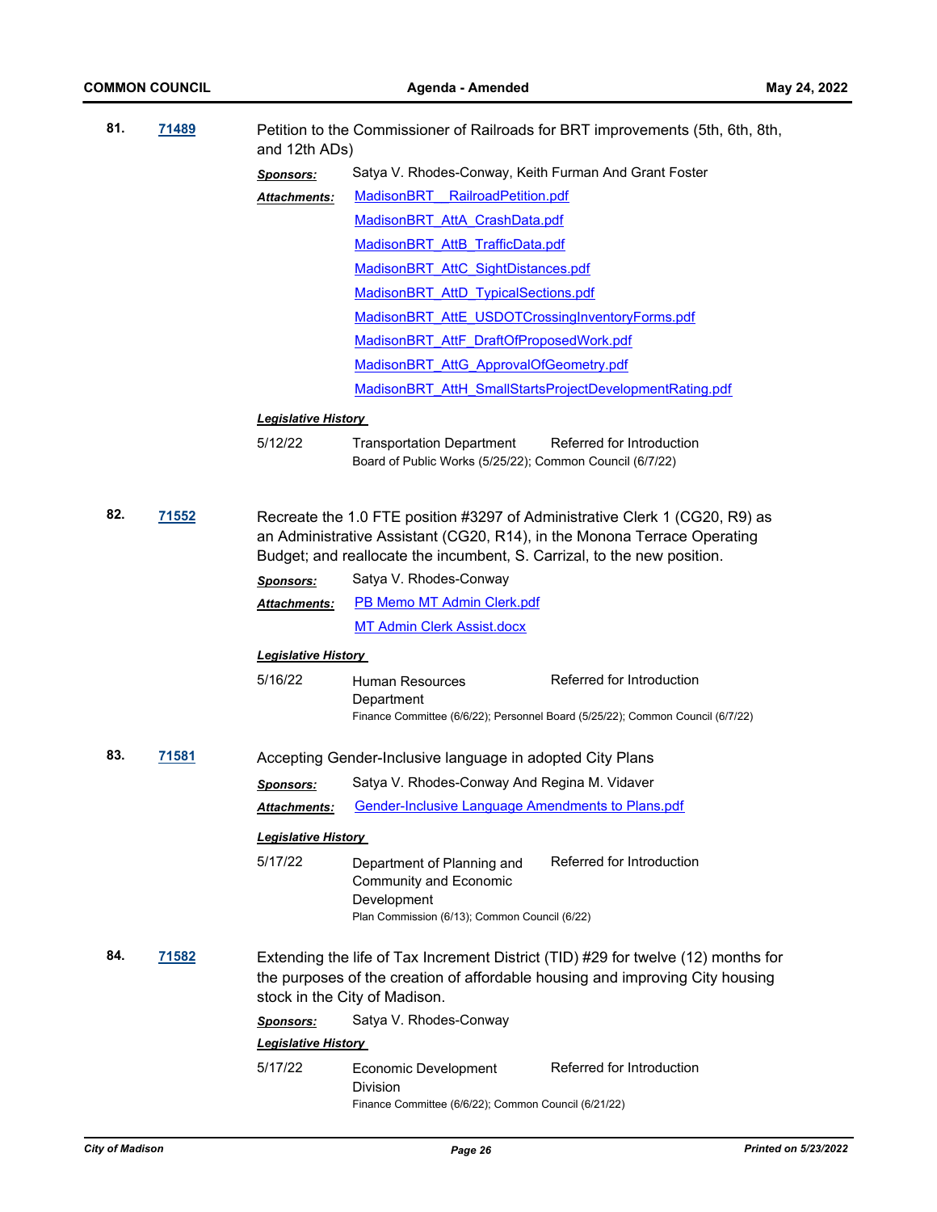**81.** **71489**

Petition to the Commissioner of Railroads for BRT improvements (5th, 6th, 8th, and 12th ADs)

***Sponsors:*** Satya V. Rhodes-Conway, Keith Furman And Grant Foster

***Attachments:***
MadisonBRT_ RailroadPetition.pdf
MadisonBRT_AttA_CrashData.pdf
MadisonBRT_AttB_TrafficData.pdf
MadisonBRT_AttC_SightDistances.pdf
MadisonBRT_AttD_TypicalSections.pdf
MadisonBRT_AttE_USDOTCrossingInventoryForms.pdf
MadisonBRT_AttF_DraftOfProposedWork.pdf
MadisonBRT_AttG_ApprovalOfGeometry.pdf
MadisonBRT_AttH_SmallStartsProjectDevelopmentRating.pdf

***Legislative History***

5/12/22 Transportation Department Referred for Introduction
Board of Public Works (5/25/22); Common Council (6/7/22)

**82.** **71552**

Recreate the 1.0 FTE position #3297 of Administrative Clerk 1 (CG20, R9) as an Administrative Assistant (CG20, R14), in the Monona Terrace Operating Budget; and reallocate the incumbent, S. Carrizal, to the new position.

***Sponsors:*** Satya V. Rhodes-Conway

***Attachments:***
PB Memo MT Admin Clerk.pdf
MT Admin Clerk Assist.docx

***Legislative History***

5/16/22 Human Resources Department Referred for Introduction
Finance Committee (6/6/22); Personnel Board (5/25/22); Common Council (6/7/22)

**83.** **71581**

Accepting Gender-Inclusive language in adopted City Plans

***Sponsors:*** Satya V. Rhodes-Conway And Regina M. Vidaver

***Attachments:*** Gender-Inclusive Language Amendments to Plans.pdf

***Legislative History***

5/17/22 Department of Planning and Community and Economic Development Referred for Introduction
Plan Commission (6/13); Common Council (6/22)

**84.** **71582**

Extending the life of Tax Increment District (TID) #29 for twelve (12) months for the purposes of the creation of affordable housing and improving City housing stock in the City of Madison.

***Sponsors:*** Satya V. Rhodes-Conway

***Legislative History***

5/17/22 Economic Development Division Referred for Introduction
Finance Committee (6/6/22); Common Council (6/21/22)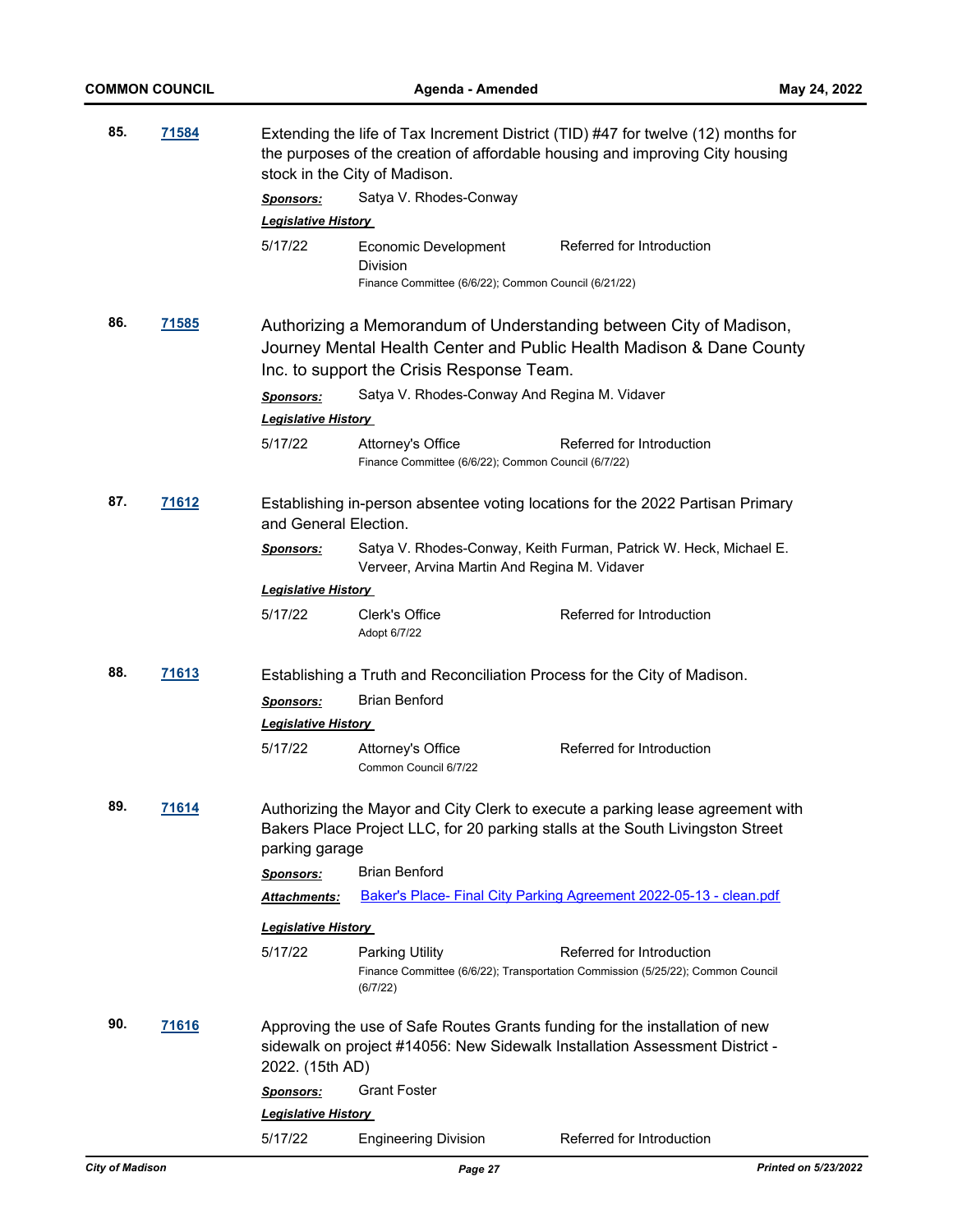**85.** **71584** Extending the life of Tax Increment District (TID) #47 for twelve (12) months for the purposes of the creation of affordable housing and improving City housing stock in the City of Madison.

***Sponsors:*** Satya V. Rhodes-Conway

***Legislative History***

| | | |
|---|---|---|
| 5/17/22 | Economic Development Division | Referred for Introduction |

Finance Committee (6/6/22); Common Council (6/21/22)

**86.** **71585** Authorizing a Memorandum of Understanding between City of Madison, Journey Mental Health Center and Public Health Madison & Dane County Inc. to support the Crisis Response Team.

***Sponsors:*** Satya V. Rhodes-Conway And Regina M. Vidaver

***Legislative History***

| | | |
|---|---|---|
| 5/17/22 | Attorney's Office | Referred for Introduction |

Finance Committee (6/6/22); Common Council (6/7/22)

**87.** **71612** Establishing in-person absentee voting locations for the 2022 Partisan Primary and General Election.

***Sponsors:*** Satya V. Rhodes-Conway, Keith Furman, Patrick W. Heck, Michael E. Verveer, Arvina Martin And Regina M. Vidaver

***Legislative History***

| | | |
|---|---|---|
| 5/17/22 | Clerk's Office | Referred for Introduction |

Adopt 6/7/22

**88.** **71613** Establishing a Truth and Reconciliation Process for the City of Madison.

***Sponsors:*** Brian Benford

***Legislative History***

| | | |
|---|---|---|
| 5/17/22 | Attorney's Office | Referred for Introduction |

Common Council 6/7/22

**89.** **71614** Authorizing the Mayor and City Clerk to execute a parking lease agreement with Bakers Place Project LLC, for 20 parking stalls at the South Livingston Street parking garage

***Sponsors:*** Brian Benford

***Attachments:*** Baker's Place- Final City Parking Agreement 2022-05-13 - clean.pdf

***Legislative History***

| | | |
|---|---|---|
| 5/17/22 | Parking Utility | Referred for Introduction |

Finance Committee (6/6/22); Transportation Commission (5/25/22); Common Council (6/7/22)

**90.** **71616** Approving the use of Safe Routes Grants funding for the installation of new sidewalk on project #14056: New Sidewalk Installation Assessment District - 2022. (15th AD)

***Sponsors:*** Grant Foster

***Legislative History***

| | | |
|---|---|---|
| 5/17/22 | Engineering Division | Referred for Introduction |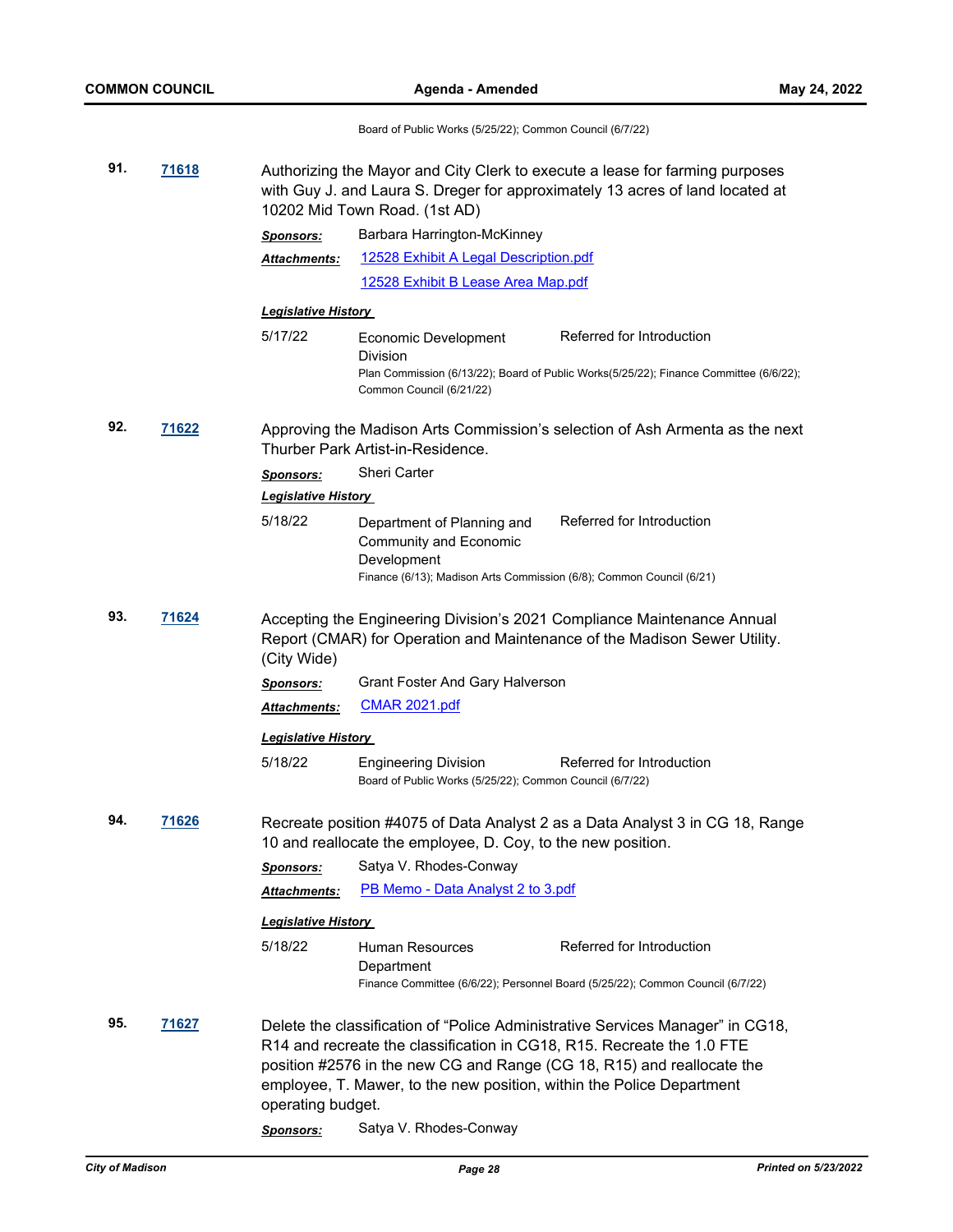Board of Public Works (5/25/22); Common Council (6/7/22)

**91.** **71618** Authorizing the Mayor and City Clerk to execute a lease for farming purposes with Guy J. and Laura S. Dreger for approximately 13 acres of land located at 10202 Mid Town Road. (1st AD)

***Sponsors:*** Barbara Harrington-McKinney

***Attachments:*** 12528 Exhibit A Legal Description.pdf
12528 Exhibit B Lease Area Map.pdf

***Legislative History***

5/17/22 Economic Development Division — Referred for Introduction
Plan Commission (6/13/22); Board of Public Works(5/25/22); Finance Committee (6/6/22); Common Council (6/21/22)

**92.** **71622** Approving the Madison Arts Commission's selection of Ash Armenta as the next Thurber Park Artist-in-Residence.

***Sponsors:*** Sheri Carter

***Legislative History***

5/18/22 Department of Planning and Community and Economic Development — Referred for Introduction
Finance (6/13); Madison Arts Commission (6/8); Common Council (6/21)

**93.** **71624** Accepting the Engineering Division's 2021 Compliance Maintenance Annual Report (CMAR) for Operation and Maintenance of the Madison Sewer Utility. (City Wide)

***Sponsors:*** Grant Foster And Gary Halverson

***Attachments:*** CMAR 2021.pdf

***Legislative History***

5/18/22 Engineering Division — Referred for Introduction
Board of Public Works (5/25/22); Common Council (6/7/22)

**94.** **71626** Recreate position #4075 of Data Analyst 2 as a Data Analyst 3 in CG 18, Range 10 and reallocate the employee, D. Coy, to the new position.

***Sponsors:*** Satya V. Rhodes-Conway

***Attachments:*** PB Memo - Data Analyst 2 to 3.pdf

***Legislative History***

5/18/22 Human Resources Department — Referred for Introduction
Finance Committee (6/6/22); Personnel Board (5/25/22); Common Council (6/7/22)

**95.** **71627** Delete the classification of "Police Administrative Services Manager" in CG18, R14 and recreate the classification in CG18, R15. Recreate the 1.0 FTE position #2576 in the new CG and Range (CG 18, R15) and reallocate the employee, T. Mawer, to the new position, within the Police Department operating budget.

***Sponsors:*** Satya V. Rhodes-Conway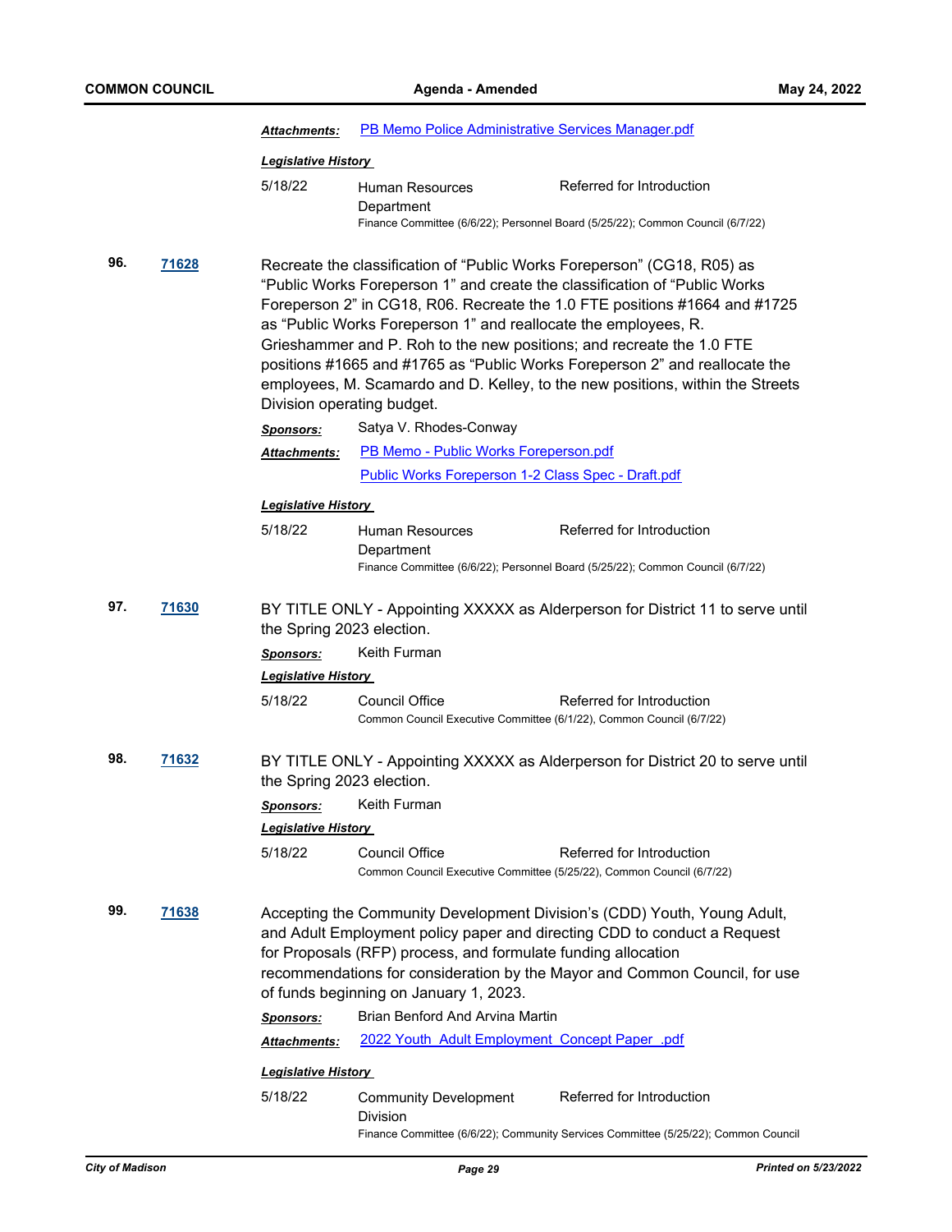***Attachments:*** PB Memo Police Administrative Services Manager.pdf

***Legislative History***

5/18/22 Human Resources Department — Referred for Introduction
Finance Committee (6/6/22); Personnel Board (5/25/22); Common Council (6/7/22)

**96.** **71628** Recreate the classification of "Public Works Foreperson" (CG18, R05) as "Public Works Foreperson 1" and create the classification of "Public Works Foreperson 2" in CG18, R06. Recreate the 1.0 FTE positions #1664 and #1725 as "Public Works Foreperson 1" and reallocate the employees, R. Grieshammer and P. Roh to the new positions; and recreate the 1.0 FTE positions #1665 and #1765 as "Public Works Foreperson 2" and reallocate the employees, M. Scamardo and D. Kelley, to the new positions, within the Streets Division operating budget.

***Sponsors:*** Satya V. Rhodes-Conway

***Attachments:*** PB Memo - Public Works Foreperson.pdf
Public Works Foreperson 1-2 Class Spec - Draft.pdf

***Legislative History***

5/18/22 Human Resources Department — Referred for Introduction
Finance Committee (6/6/22); Personnel Board (5/25/22); Common Council (6/7/22)

**97.** **71630** BY TITLE ONLY - Appointing XXXXX as Alderperson for District 11 to serve until the Spring 2023 election.

***Sponsors:*** Keith Furman

***Legislative History***

5/18/22 Council Office — Referred for Introduction
Common Council Executive Committee (6/1/22), Common Council (6/7/22)

**98.** **71632** BY TITLE ONLY - Appointing XXXXX as Alderperson for District 20 to serve until the Spring 2023 election.

***Sponsors:*** Keith Furman

***Legislative History***

5/18/22 Council Office — Referred for Introduction
Common Council Executive Committee (5/25/22), Common Council (6/7/22)

**99.** **71638** Accepting the Community Development Division's (CDD) Youth, Young Adult, and Adult Employment policy paper and directing CDD to conduct a Request for Proposals (RFP) process, and formulate funding allocation recommendations for consideration by the Mayor and Common Council, for use of funds beginning on January 1, 2023.

***Sponsors:*** Brian Benford And Arvina Martin

***Attachments:*** 2022 Youth_Adult Employment_Concept Paper_.pdf

***Legislative History***

5/18/22 Community Development Division — Referred for Introduction
Finance Committee (6/6/22); Community Services Committee (5/25/22); Common Council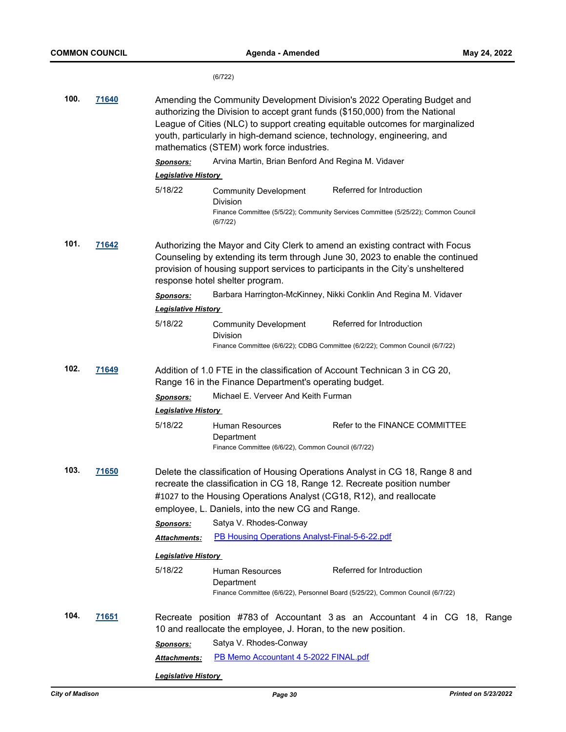(6/722)

**100.** **[71640]**

Amending the Community Development Division's 2022 Operating Budget and authorizing the Division to accept grant funds ($150,000) from the National League of Cities (NLC) to support creating equitable outcomes for marginalized youth, particularly in high-demand science, technology, engineering, and mathematics (STEM) work force industries.

***Sponsors:*** Arvina Martin, Brian Benford And Regina M. Vidaver

***Legislative History***

5/18/22 Community Development Division — Referred for Introduction
Finance Committee (5/5/22); Community Services Committee (5/25/22); Common Council (6/7/22)

**101.** **[71642]**

Authorizing the Mayor and City Clerk to amend an existing contract with Focus Counseling by extending its term through June 30, 2023 to enable the continued provision of housing support services to participants in the City's unsheltered response hotel shelter program.

***Sponsors:*** Barbara Harrington-McKinney, Nikki Conklin And Regina M. Vidaver

***Legislative History***

5/18/22 Community Development Division — Referred for Introduction
Finance Committee (6/6/22); CDBG Committee (6/2/22); Common Council (6/7/22)

**102.** **[71649]**

Addition of 1.0 FTE in the classification of Account Technican 3 in CG 20, Range 16 in the Finance Department's operating budget.

***Sponsors:*** Michael E. Verveer And Keith Furman

***Legislative History***

5/18/22 Human Resources Department — Refer to the FINANCE COMMITTEE
Finance Committee (6/6/22), Common Council (6/7/22)

**103.** **[71650]**

Delete the classification of Housing Operations Analyst in CG 18, Range 8 and recreate the classification in CG 18, Range 12. Recreate position number #1027 to the Housing Operations Analyst (CG18, R12), and reallocate employee, L. Daniels, into the new CG and Range.

***Sponsors:*** Satya V. Rhodes-Conway

***Attachments:*** PB Housing Operations Analyst-Final-5-6-22.pdf

***Legislative History***

5/18/22 Human Resources Department — Referred for Introduction
Finance Committee (6/6/22), Personnel Board (5/25/22), Common Council (6/7/22)

**104.** **[71651]**

Recreate position #783 of Accountant 3 as an Accountant 4 in CG 18, Range 10 and reallocate the employee, J. Horan, to the new position.

***Sponsors:*** Satya V. Rhodes-Conway

***Attachments:*** PB Memo Accountant 4 5-2022 FINAL.pdf

***Legislative History***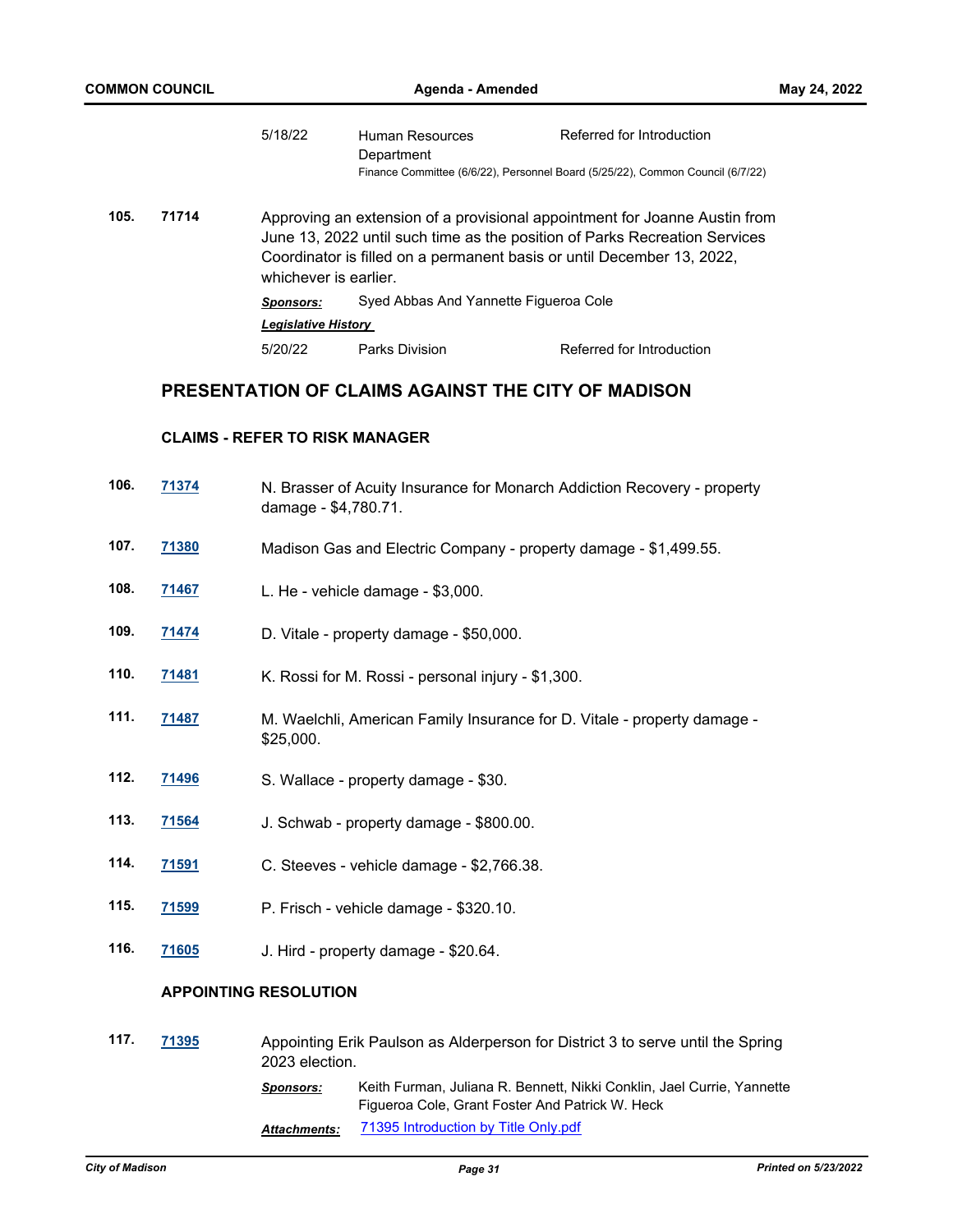| | | | |
|---|---|---|---|
| | 5/18/22 | Human Resources Department | Referred for Introduction |

Finance Committee (6/6/22), Personnel Board (5/25/22), Common Council (6/7/22)

**105.** **71714** Approving an extension of a provisional appointment for Joanne Austin from June 13, 2022 until such time as the position of Parks Recreation Services Coordinator is filled on a permanent basis or until December 13, 2022, whichever is earlier.

***Sponsors:*** Syed Abbas And Yannette Figueroa Cole

***Legislative History***

| | | |
|---|---|---|
| 5/20/22 | Parks Division | Referred for Introduction |

## PRESENTATION OF CLAIMS AGAINST THE CITY OF MADISON

### CLAIMS - REFER TO RISK MANAGER

**106.** **71374** N. Brasser of Acuity Insurance for Monarch Addiction Recovery - property damage - $4,780.71.

**107.** **71380** Madison Gas and Electric Company - property damage - $1,499.55.

**108.** **71467** L. He - vehicle damage - $3,000.

**109.** **71474** D. Vitale - property damage - $50,000.

**110.** **71481** K. Rossi for M. Rossi - personal injury - $1,300.

**111.** **71487** M. Waelchli, American Family Insurance for D. Vitale - property damage - $25,000.

**112.** **71496** S. Wallace - property damage - $30.

**113.** **71564** J. Schwab - property damage - $800.00.

**114.** **71591** C. Steeves - vehicle damage - $2,766.38.

**115.** **71599** P. Frisch - vehicle damage - $320.10.

**116.** **71605** J. Hird - property damage - $20.64.

### APPOINTING RESOLUTION

**117.** **71395** Appointing Erik Paulson as Alderperson for District 3 to serve until the Spring 2023 election.

***Sponsors:*** Keith Furman, Juliana R. Bennett, Nikki Conklin, Jael Currie, Yannette Figueroa Cole, Grant Foster And Patrick W. Heck

***Attachments:*** 71395 Introduction by Title Only.pdf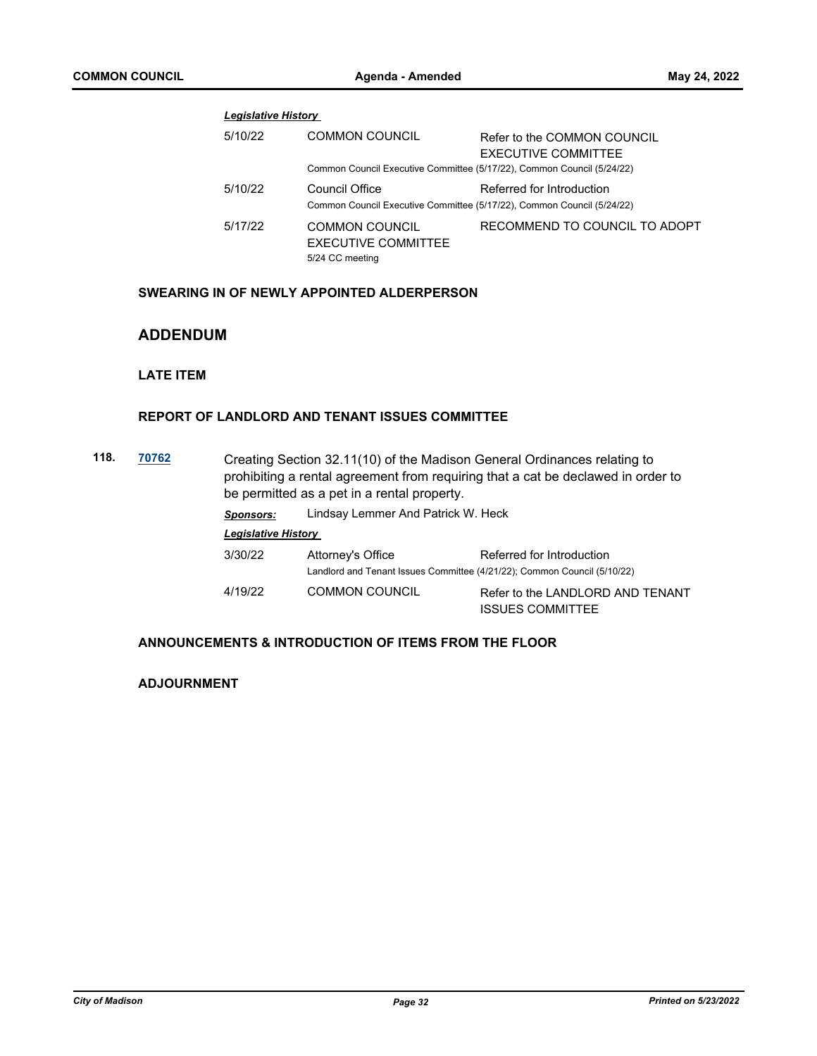***Legislative History***

| | | |
|---|---|---|
| 5/10/22 | COMMON COUNCIL | Refer to the COMMON COUNCIL EXECUTIVE COMMITTEE |
| | Common Council Executive Committee (5/17/22), Common Council (5/24/22) | |
| 5/10/22 | Council Office | Referred for Introduction |
| | Common Council Executive Committee (5/17/22), Common Council (5/24/22) | |
| 5/17/22 | COMMON COUNCIL EXECUTIVE COMMITTEE | RECOMMEND TO COUNCIL TO ADOPT |
| | 5/24 CC meeting | |

**SWEARING IN OF NEWLY APPOINTED ALDERPERSON**

## ADDENDUM

**LATE ITEM**

**REPORT OF LANDLORD AND TENANT ISSUES COMMITTEE**

**118.** [70762] Creating Section 32.11(10) of the Madison General Ordinances relating to prohibiting a rental agreement from requiring that a cat be declawed in order to be permitted as a pet in a rental property.

***Sponsors:*** Lindsay Lemmer And Patrick W. Heck

***Legislative History***

| | | |
|---|---|---|
| 3/30/22 | Attorney's Office | Referred for Introduction |
| | Landlord and Tenant Issues Committee (4/21/22); Common Council (5/10/22) | |
| 4/19/22 | COMMON COUNCIL | Refer to the LANDLORD AND TENANT ISSUES COMMITTEE |

**ANNOUNCEMENTS & INTRODUCTION OF ITEMS FROM THE FLOOR**

**ADJOURNMENT**